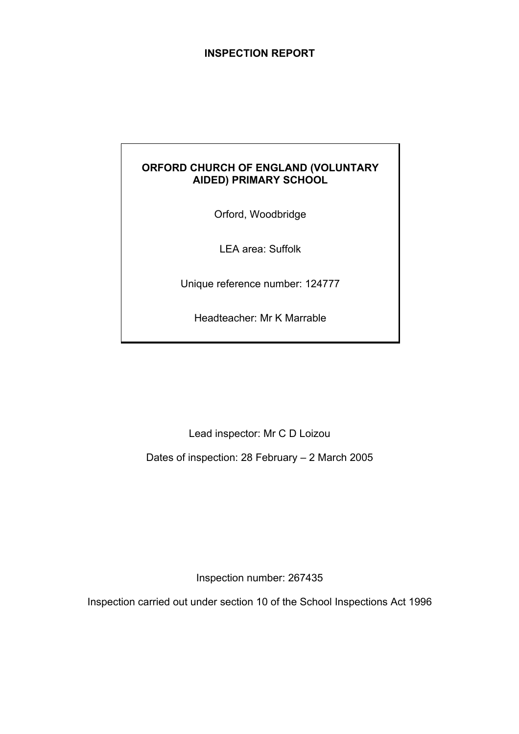# INSPECTION REPORT

**ORFORD CHURCH OF ENGLAND (VOLUNTARY AIDED) PRIMARY SCHOOL**

Orford, Woodbridge

LEA area: Suffolk

Unique reference number: 124777

Headteacher: Mr K Marrable

Lead inspector: Mr C D Loizou

Dates of inspection: 28 February – 2 March 2005

Inspection number: 267435

Inspection carried out under section 10 of the School Inspections Act 1996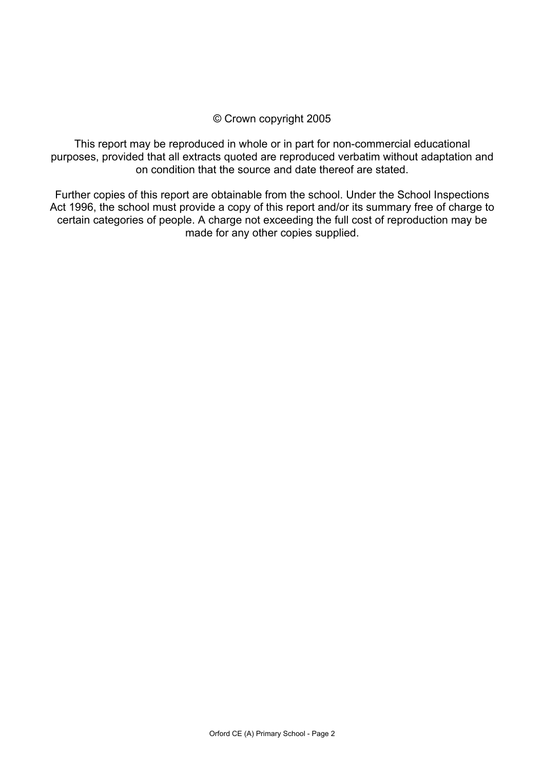© Crown copyright 2005

This report may be reproduced in whole or in part for non-commercial educational purposes, provided that all extracts quoted are reproduced verbatim without adaptation and on condition that the source and date thereof are stated.

Further copies of this report are obtainable from the school. Under the School Inspections Act 1996, the school must provide a copy of this report and/or its summary free of charge to certain categories of people. A charge not exceeding the full cost of reproduction may be made for any other copies supplied.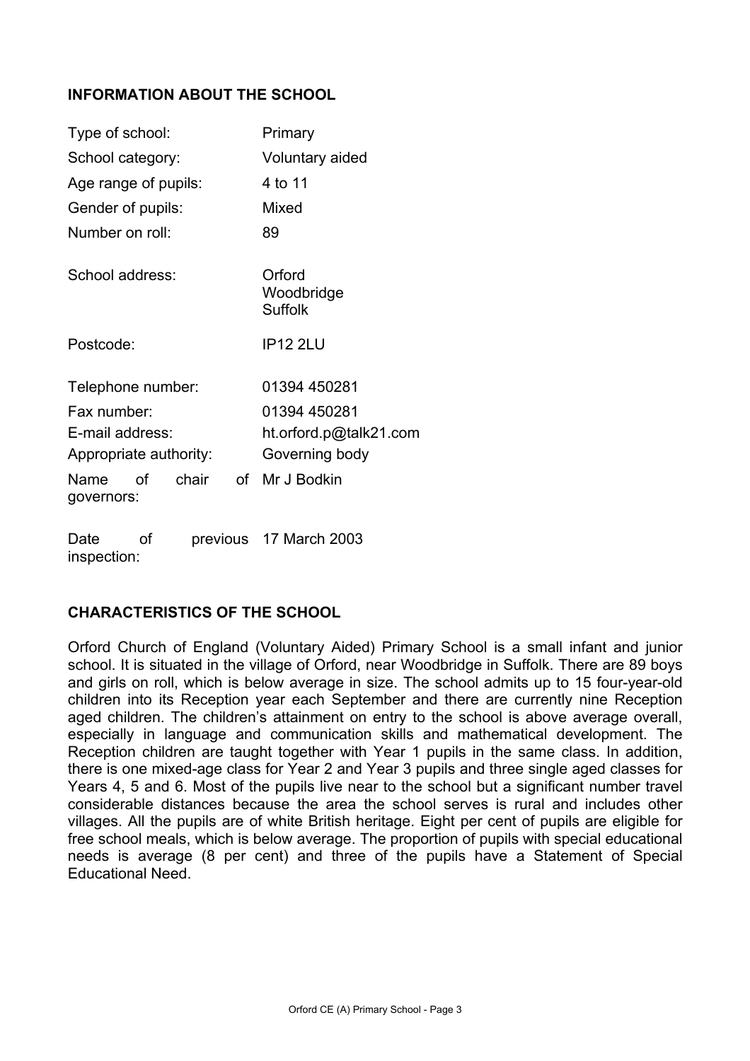## INFORMATION ABOUT THE SCHOOL

| | |
|---|---|
| Type of school: | Primary |
| School category: | Voluntary aided |
| Age range of pupils: | 4 to 11 |
| Gender of pupils: | Mixed |
| Number on roll: | 89 |
| School address: | Orford<br>Woodbridge<br>Suffolk |
| Postcode: | IP12 2LU |
| Telephone number: | 01394 450281 |
| Fax number: | 01394 450281 |
| E-mail address: | ht.orford.p@talk21.com |
| Appropriate authority: | Governing body |
| Name of chair of governors: | Mr J Bodkin |
| Date of previous inspection: | 17 March 2003 |

## CHARACTERISTICS OF THE SCHOOL

Orford Church of England (Voluntary Aided) Primary School is a small infant and junior school. It is situated in the village of Orford, near Woodbridge in Suffolk. There are 89 boys and girls on roll, which is below average in size. The school admits up to 15 four-year-old children into its Reception year each September and there are currently nine Reception aged children. The children's attainment on entry to the school is above average overall, especially in language and communication skills and mathematical development. The Reception children are taught together with Year 1 pupils in the same class. In addition, there is one mixed-age class for Year 2 and Year 3 pupils and three single aged classes for Years 4, 5 and 6. Most of the pupils live near to the school but a significant number travel considerable distances because the area the school serves is rural and includes other villages. All the pupils are of white British heritage. Eight per cent of pupils are eligible for free school meals, which is below average. The proportion of pupils with special educational needs is average (8 per cent) and three of the pupils have a Statement of Special Educational Need.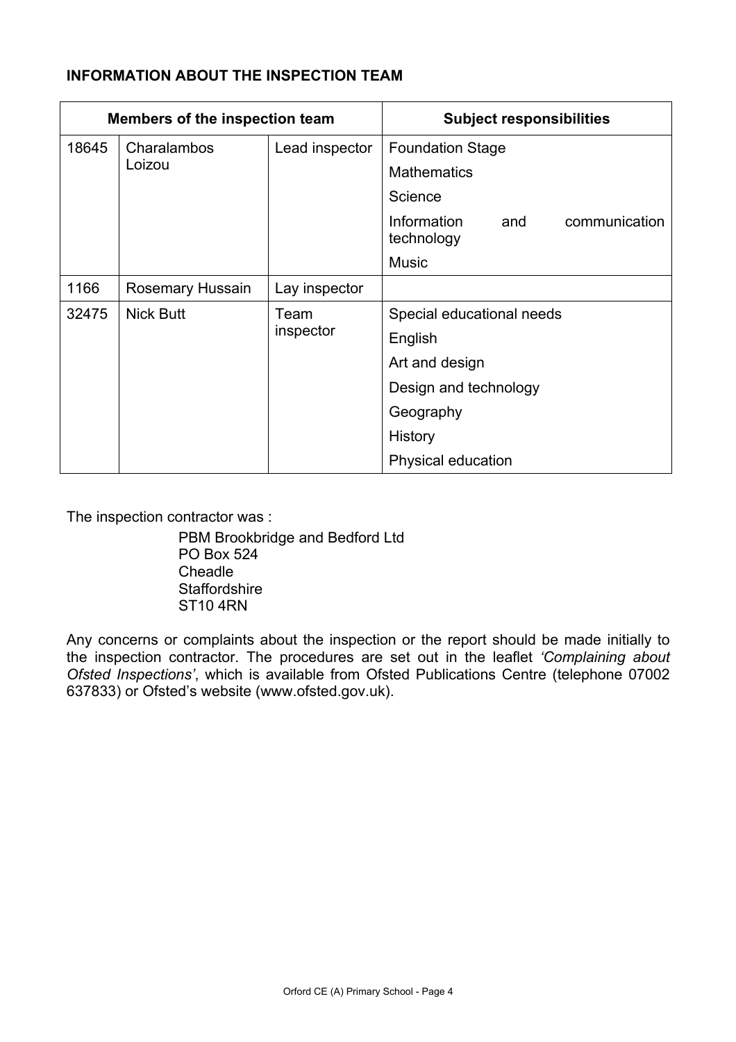**INFORMATION ABOUT THE INSPECTION TEAM**

| Members of the inspection team | | | Subject responsibilities |
|---|---|---|---|
| 18645 | Charalambos Loizou | Lead inspector | Foundation Stage |
| | | | Mathematics |
| | | | Science |
| | | | Information and communication technology |
| | | | Music |
| 1166 | Rosemary Hussain | Lay inspector | |
| 32475 | Nick Butt | Team inspector | Special educational needs |
| | | | English |
| | | | Art and design |
| | | | Design and technology |
| | | | Geography |
| | | | History |
| | | | Physical education |

The inspection contractor was :

PBM Brookbridge and Bedford Ltd
PO Box 524
Cheadle
Staffordshire
ST10 4RN

Any concerns or complaints about the inspection or the report should be made initially to the inspection contractor. The procedures are set out in the leaflet *'Complaining about Ofsted Inspections'*, which is available from Ofsted Publications Centre (telephone 07002 637833) or Ofsted's website (www.ofsted.gov.uk).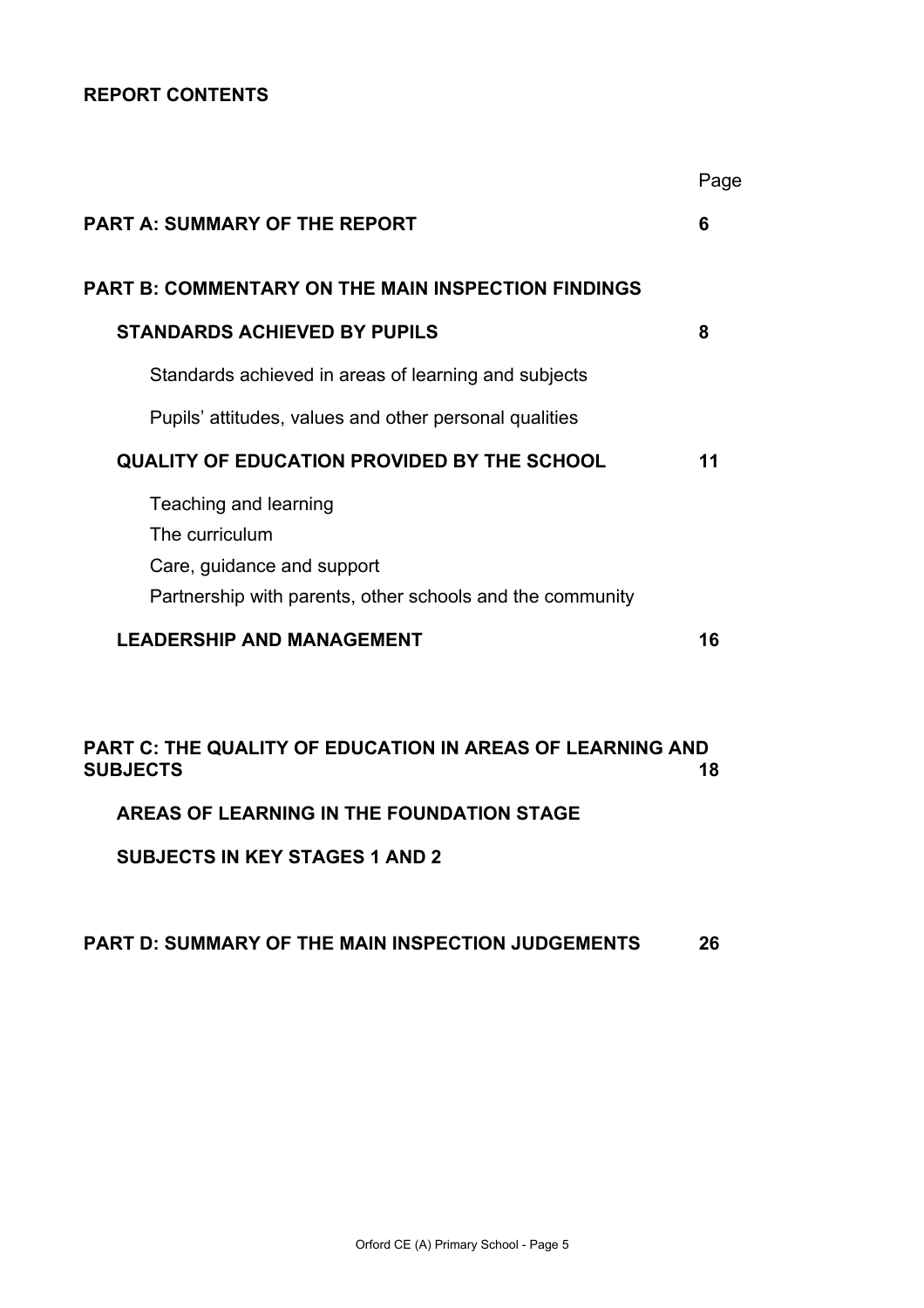**REPORT CONTENTS**

| | Page |
|---|---|
| **PART A: SUMMARY OF THE REPORT** | **6** |
| **PART B: COMMENTARY ON THE MAIN INSPECTION FINDINGS** | |
| **STANDARDS ACHIEVED BY PUPILS** | **8** |
| Standards achieved in areas of learning and subjects | |
| Pupils' attitudes, values and other personal qualities | |
| **QUALITY OF EDUCATION PROVIDED BY THE SCHOOL** | **11** |
| Teaching and learning<br>The curriculum<br>Care, guidance and support<br>Partnership with parents, other schools and the community | |
| **LEADERSHIP AND MANAGEMENT** | **16** |
| **PART C: THE QUALITY OF EDUCATION IN AREAS OF LEARNING AND SUBJECTS** | **18** |
| **AREAS OF LEARNING IN THE FOUNDATION STAGE** | |
| **SUBJECTS IN KEY STAGES 1 AND 2** | |
| **PART D: SUMMARY OF THE MAIN INSPECTION JUDGEMENTS** | **26** |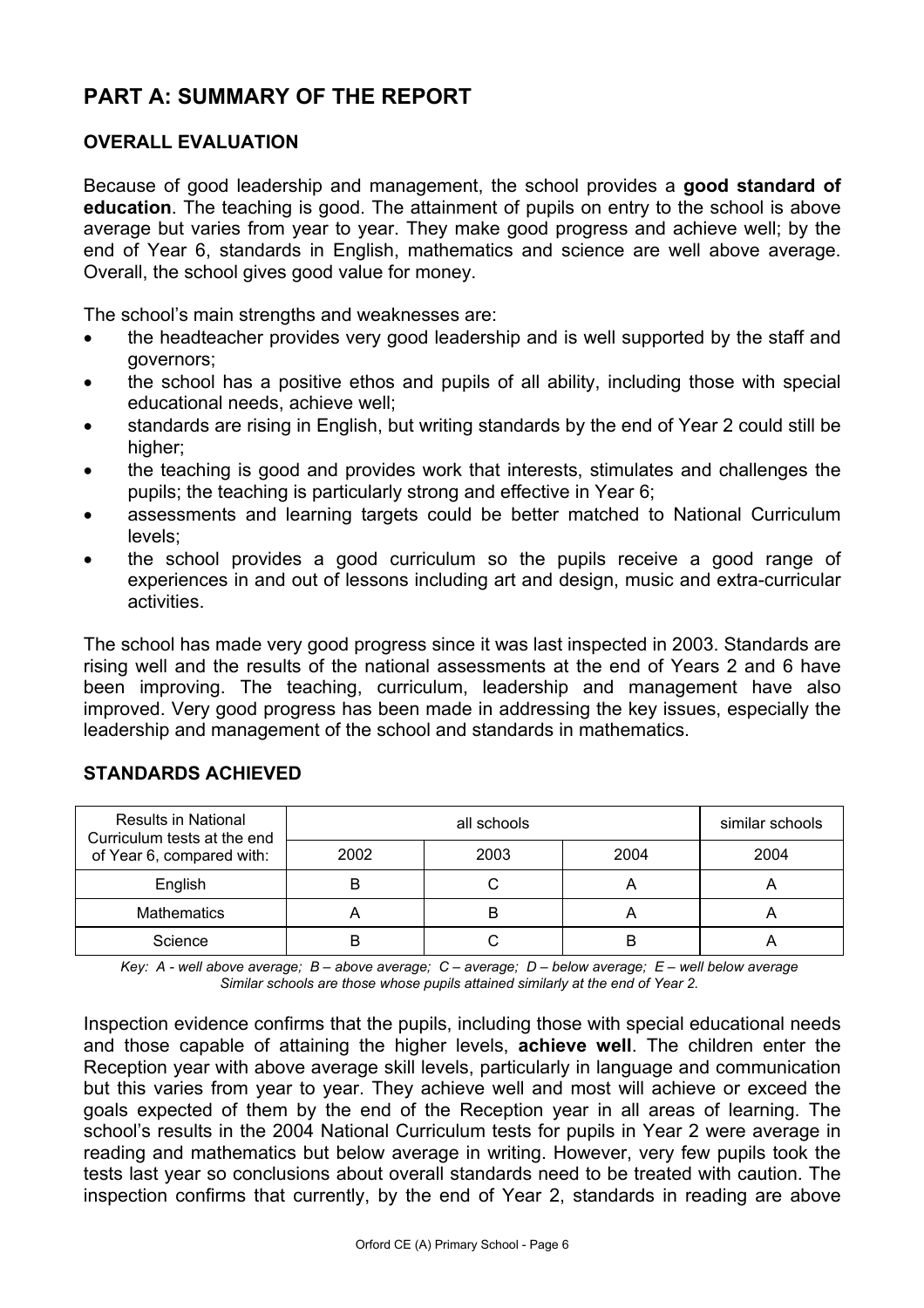# PART A: SUMMARY OF THE REPORT

## OVERALL EVALUATION

Because of good leadership and management, the school provides a **good standard of education**. The teaching is good. The attainment of pupils on entry to the school is above average but varies from year to year. They make good progress and achieve well; by the end of Year 6, standards in English, mathematics and science are well above average. Overall, the school gives good value for money.

The school's main strengths and weaknesses are:

- the headteacher provides very good leadership and is well supported by the staff and governors;
- the school has a positive ethos and pupils of all ability, including those with special educational needs, achieve well;
- standards are rising in English, but writing standards by the end of Year 2 could still be higher;
- the teaching is good and provides work that interests, stimulates and challenges the pupils; the teaching is particularly strong and effective in Year 6;
- assessments and learning targets could be better matched to National Curriculum levels;
- the school provides a good curriculum so the pupils receive a good range of experiences in and out of lessons including art and design, music and extra-curricular activities.

The school has made very good progress since it was last inspected in 2003. Standards are rising well and the results of the national assessments at the end of Years 2 and 6 have been improving. The teaching, curriculum, leadership and management have also improved. Very good progress has been made in addressing the key issues, especially the leadership and management of the school and standards in mathematics.

## STANDARDS ACHIEVED

| Results in National Curriculum tests at the end of Year 6, compared with: | all schools | | | similar schools |
|---|---|---|---|---|
| | 2002 | 2003 | 2004 | 2004 |
| English | B | C | A | A |
| Mathematics | A | B | A | A |
| Science | B | C | B | A |

*Key: A - well above average; B – above average; C – average; D – below average; E – well below average*
*Similar schools are those whose pupils attained similarly at the end of Year 2.*

Inspection evidence confirms that the pupils, including those with special educational needs and those capable of attaining the higher levels, **achieve well**. The children enter the Reception year with above average skill levels, particularly in language and communication but this varies from year to year. They achieve well and most will achieve or exceed the goals expected of them by the end of the Reception year in all areas of learning. The school's results in the 2004 National Curriculum tests for pupils in Year 2 were average in reading and mathematics but below average in writing. However, very few pupils took the tests last year so conclusions about overall standards need to be treated with caution. The inspection confirms that currently, by the end of Year 2, standards in reading are above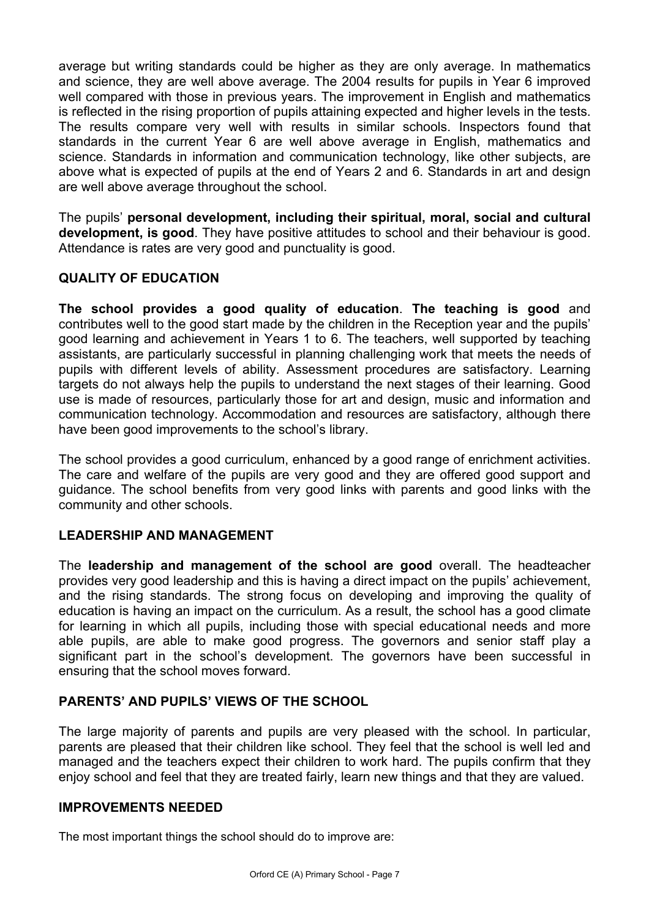average but writing standards could be higher as they are only average. In mathematics and science, they are well above average. The 2004 results for pupils in Year 6 improved well compared with those in previous years. The improvement in English and mathematics is reflected in the rising proportion of pupils attaining expected and higher levels in the tests. The results compare very well with results in similar schools. Inspectors found that standards in the current Year 6 are well above average in English, mathematics and science. Standards in information and communication technology, like other subjects, are above what is expected of pupils at the end of Years 2 and 6. Standards in art and design are well above average throughout the school.

The pupils' **personal development, including their spiritual, moral, social and cultural development, is good**. They have positive attitudes to school and their behaviour is good. Attendance is rates are very good and punctuality is good.

## QUALITY OF EDUCATION

**The school provides a good quality of education**. **The teaching is good** and contributes well to the good start made by the children in the Reception year and the pupils' good learning and achievement in Years 1 to 6. The teachers, well supported by teaching assistants, are particularly successful in planning challenging work that meets the needs of pupils with different levels of ability. Assessment procedures are satisfactory. Learning targets do not always help the pupils to understand the next stages of their learning. Good use is made of resources, particularly those for art and design, music and information and communication technology. Accommodation and resources are satisfactory, although there have been good improvements to the school's library.

The school provides a good curriculum, enhanced by a good range of enrichment activities. The care and welfare of the pupils are very good and they are offered good support and guidance. The school benefits from very good links with parents and good links with the community and other schools.

## LEADERSHIP AND MANAGEMENT

The **leadership and management of the school are good** overall. The headteacher provides very good leadership and this is having a direct impact on the pupils' achievement, and the rising standards. The strong focus on developing and improving the quality of education is having an impact on the curriculum. As a result, the school has a good climate for learning in which all pupils, including those with special educational needs and more able pupils, are able to make good progress. The governors and senior staff play a significant part in the school's development. The governors have been successful in ensuring that the school moves forward.

## PARENTS' AND PUPILS' VIEWS OF THE SCHOOL

The large majority of parents and pupils are very pleased with the school. In particular, parents are pleased that their children like school. They feel that the school is well led and managed and the teachers expect their children to work hard. The pupils confirm that they enjoy school and feel that they are treated fairly, learn new things and that they are valued.

## IMPROVEMENTS NEEDED

The most important things the school should do to improve are: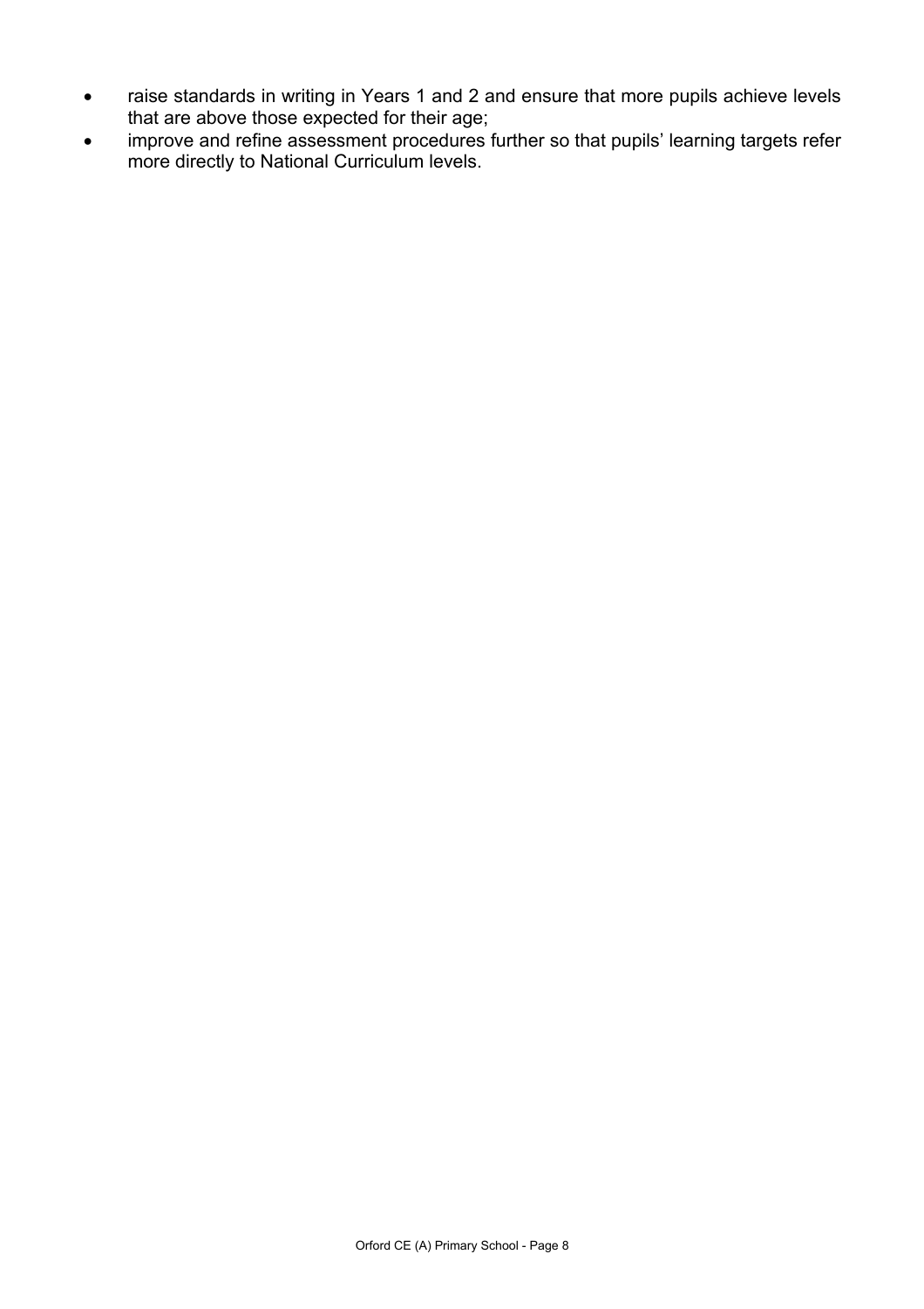- raise standards in writing in Years 1 and 2 and ensure that more pupils achieve levels that are above those expected for their age;
- improve and refine assessment procedures further so that pupils' learning targets refer more directly to National Curriculum levels.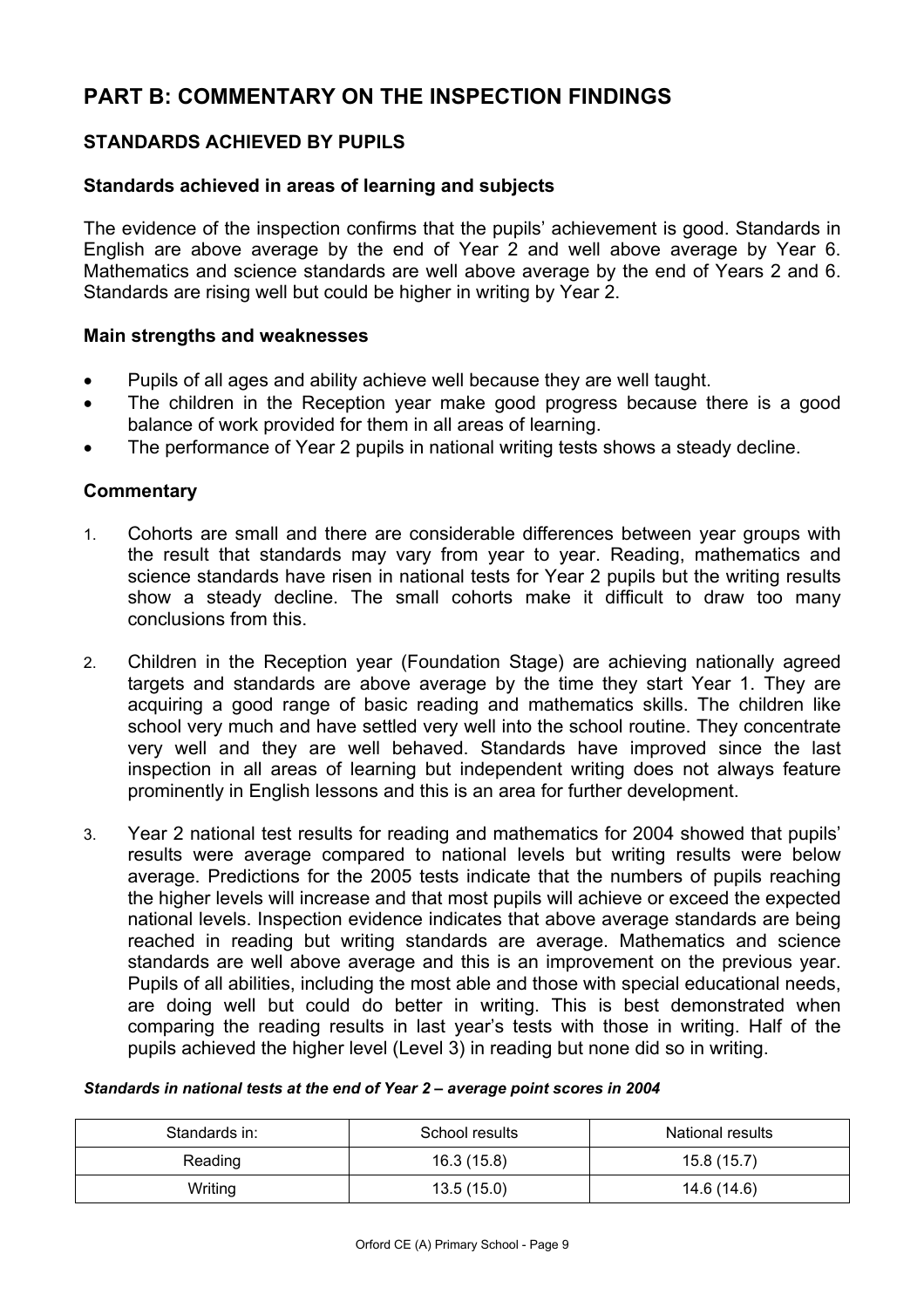# PART B: COMMENTARY ON THE INSPECTION FINDINGS

## STANDARDS ACHIEVED BY PUPILS

### Standards achieved in areas of learning and subjects

The evidence of the inspection confirms that the pupils' achievement is good. Standards in English are above average by the end of Year 2 and well above average by Year 6. Mathematics and science standards are well above average by the end of Years 2 and 6. Standards are rising well but could be higher in writing by Year 2.

### Main strengths and weaknesses

- Pupils of all ages and ability achieve well because they are well taught.
- The children in the Reception year make good progress because there is a good balance of work provided for them in all areas of learning.
- The performance of Year 2 pupils in national writing tests shows a steady decline.

### Commentary

1. Cohorts are small and there are considerable differences between year groups with the result that standards may vary from year to year. Reading, mathematics and science standards have risen in national tests for Year 2 pupils but the writing results show a steady decline. The small cohorts make it difficult to draw too many conclusions from this.

2. Children in the Reception year (Foundation Stage) are achieving nationally agreed targets and standards are above average by the time they start Year 1. They are acquiring a good range of basic reading and mathematics skills. The children like school very much and have settled very well into the school routine. They concentrate very well and they are well behaved. Standards have improved since the last inspection in all areas of learning but independent writing does not always feature prominently in English lessons and this is an area for further development.

3. Year 2 national test results for reading and mathematics for 2004 showed that pupils' results were average compared to national levels but writing results were below average. Predictions for the 2005 tests indicate that the numbers of pupils reaching the higher levels will increase and that most pupils will achieve or exceed the expected national levels. Inspection evidence indicates that above average standards are being reached in reading but writing standards are average. Mathematics and science standards are well above average and this is an improvement on the previous year. Pupils of all abilities, including the most able and those with special educational needs, are doing well but could do better in writing. This is best demonstrated when comparing the reading results in last year's tests with those in writing. Half of the pupils achieved the higher level (Level 3) in reading but none did so in writing.

***Standards in national tests at the end of Year 2 – average point scores in 2004***

| Standards in: | School results | National results |
|---|---|---|
| Reading | 16.3 (15.8) | 15.8 (15.7) |
| Writing | 13.5 (15.0) | 14.6 (14.6) |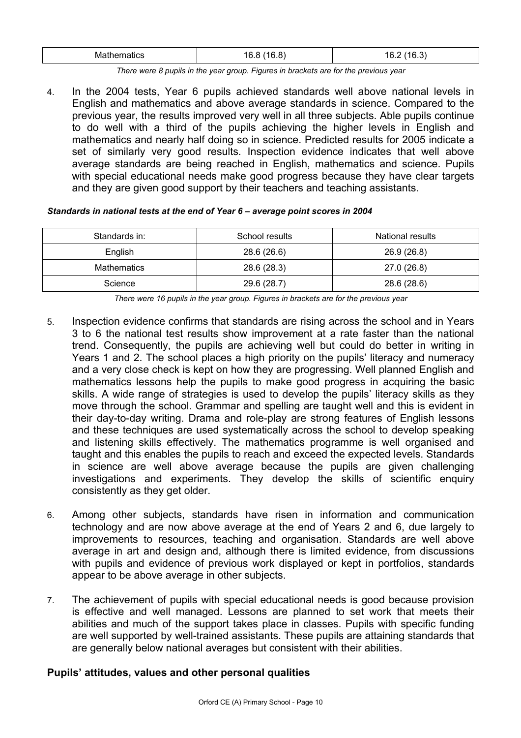| Mathematics | 16.8 (16.8) | 16.2 (16.3) |
|---|---|---|

*There were 8 pupils in the year group. Figures in brackets are for the previous year*

4. In the 2004 tests, Year 6 pupils achieved standards well above national levels in English and mathematics and above average standards in science. Compared to the previous year, the results improved very well in all three subjects. Able pupils continue to do well with a third of the pupils achieving the higher levels in English and mathematics and nearly half doing so in science. Predicted results for 2005 indicate a set of similarly very good results. Inspection evidence indicates that well above average standards are being reached in English, mathematics and science. Pupils with special educational needs make good progress because they have clear targets and they are given good support by their teachers and teaching assistants.

***Standards in national tests at the end of Year 6 – average point scores in 2004***

| Standards in: | School results | National results |
|---|---|---|
| English | 28.6 (26.6) | 26.9 (26.8) |
| Mathematics | 28.6 (28.3) | 27.0 (26.8) |
| Science | 29.6 (28.7) | 28.6 (28.6) |

*There were 16 pupils in the year group. Figures in brackets are for the previous year*

5. Inspection evidence confirms that standards are rising across the school and in Years 3 to 6 the national test results show improvement at a rate faster than the national trend. Consequently, the pupils are achieving well but could do better in writing in Years 1 and 2. The school places a high priority on the pupils' literacy and numeracy and a very close check is kept on how they are progressing. Well planned English and mathematics lessons help the pupils to make good progress in acquiring the basic skills. A wide range of strategies is used to develop the pupils' literacy skills as they move through the school. Grammar and spelling are taught well and this is evident in their day-to-day writing. Drama and role-play are strong features of English lessons and these techniques are used systematically across the school to develop speaking and listening skills effectively. The mathematics programme is well organised and taught and this enables the pupils to reach and exceed the expected levels. Standards in science are well above average because the pupils are given challenging investigations and experiments. They develop the skills of scientific enquiry consistently as they get older.

6. Among other subjects, standards have risen in information and communication technology and are now above average at the end of Years 2 and 6, due largely to improvements to resources, teaching and organisation. Standards are well above average in art and design and, although there is limited evidence, from discussions with pupils and evidence of previous work displayed or kept in portfolios, standards appear to be above average in other subjects.

7. The achievement of pupils with special educational needs is good because provision is effective and well managed. Lessons are planned to set work that meets their abilities and much of the support takes place in classes. Pupils with specific funding are well supported by well-trained assistants. These pupils are attaining standards that are generally below national averages but consistent with their abilities.

### Pupils' attitudes, values and other personal qualities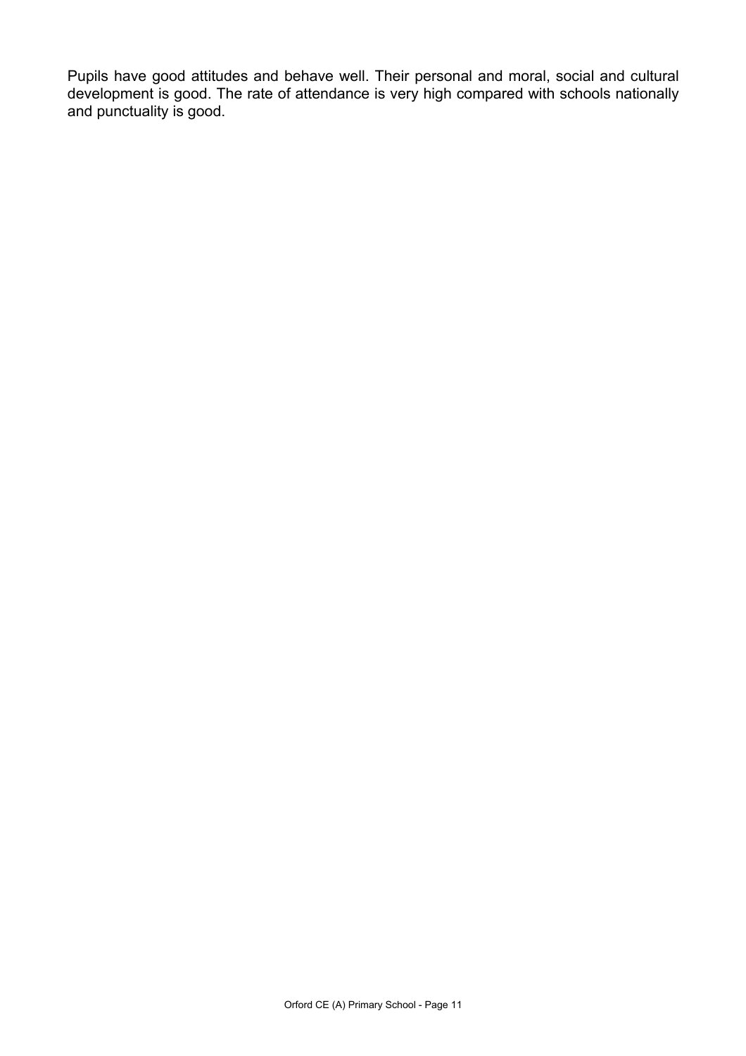Pupils have good attitudes and behave well. Their personal and moral, social and cultural development is good. The rate of attendance is very high compared with schools nationally and punctuality is good.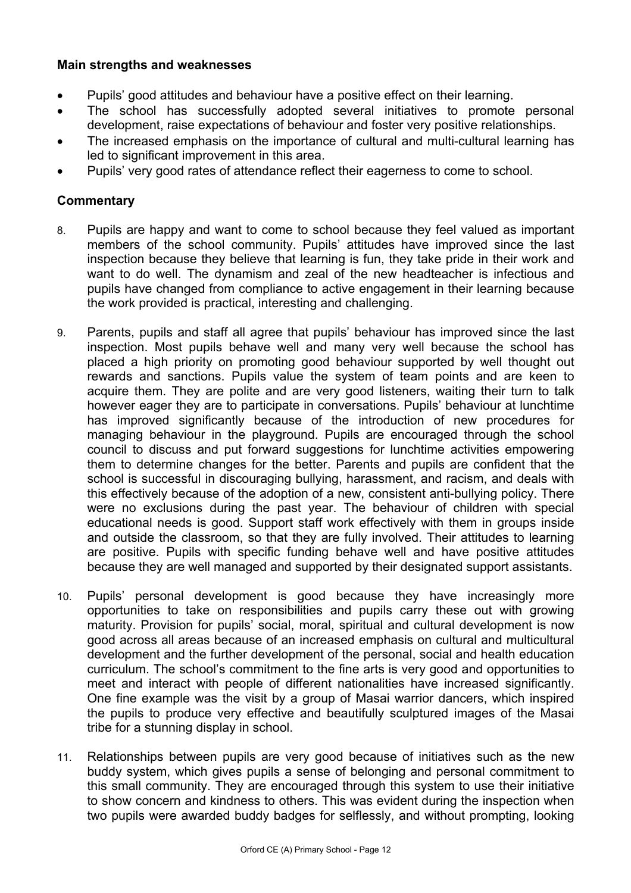**Main strengths and weaknesses**

- Pupils' good attitudes and behaviour have a positive effect on their learning.
- The school has successfully adopted several initiatives to promote personal development, raise expectations of behaviour and foster very positive relationships.
- The increased emphasis on the importance of cultural and multi-cultural learning has led to significant improvement in this area.
- Pupils' very good rates of attendance reflect their eagerness to come to school.

**Commentary**

8. Pupils are happy and want to come to school because they feel valued as important members of the school community. Pupils' attitudes have improved since the last inspection because they believe that learning is fun, they take pride in their work and want to do well. The dynamism and zeal of the new headteacher is infectious and pupils have changed from compliance to active engagement in their learning because the work provided is practical, interesting and challenging.

9. Parents, pupils and staff all agree that pupils' behaviour has improved since the last inspection. Most pupils behave well and many very well because the school has placed a high priority on promoting good behaviour supported by well thought out rewards and sanctions. Pupils value the system of team points and are keen to acquire them. They are polite and are very good listeners, waiting their turn to talk however eager they are to participate in conversations. Pupils' behaviour at lunchtime has improved significantly because of the introduction of new procedures for managing behaviour in the playground. Pupils are encouraged through the school council to discuss and put forward suggestions for lunchtime activities empowering them to determine changes for the better. Parents and pupils are confident that the school is successful in discouraging bullying, harassment, and racism, and deals with this effectively because of the adoption of a new, consistent anti-bullying policy. There were no exclusions during the past year. The behaviour of children with special educational needs is good. Support staff work effectively with them in groups inside and outside the classroom, so that they are fully involved. Their attitudes to learning are positive. Pupils with specific funding behave well and have positive attitudes because they are well managed and supported by their designated support assistants.

10. Pupils' personal development is good because they have increasingly more opportunities to take on responsibilities and pupils carry these out with growing maturity. Provision for pupils' social, moral, spiritual and cultural development is now good across all areas because of an increased emphasis on cultural and multicultural development and the further development of the personal, social and health education curriculum. The school's commitment to the fine arts is very good and opportunities to meet and interact with people of different nationalities have increased significantly. One fine example was the visit by a group of Masai warrior dancers, which inspired the pupils to produce very effective and beautifully sculptured images of the Masai tribe for a stunning display in school.

11. Relationships between pupils are very good because of initiatives such as the new buddy system, which gives pupils a sense of belonging and personal commitment to this small community. They are encouraged through this system to use their initiative to show concern and kindness to others. This was evident during the inspection when two pupils were awarded buddy badges for selflessly, and without prompting, looking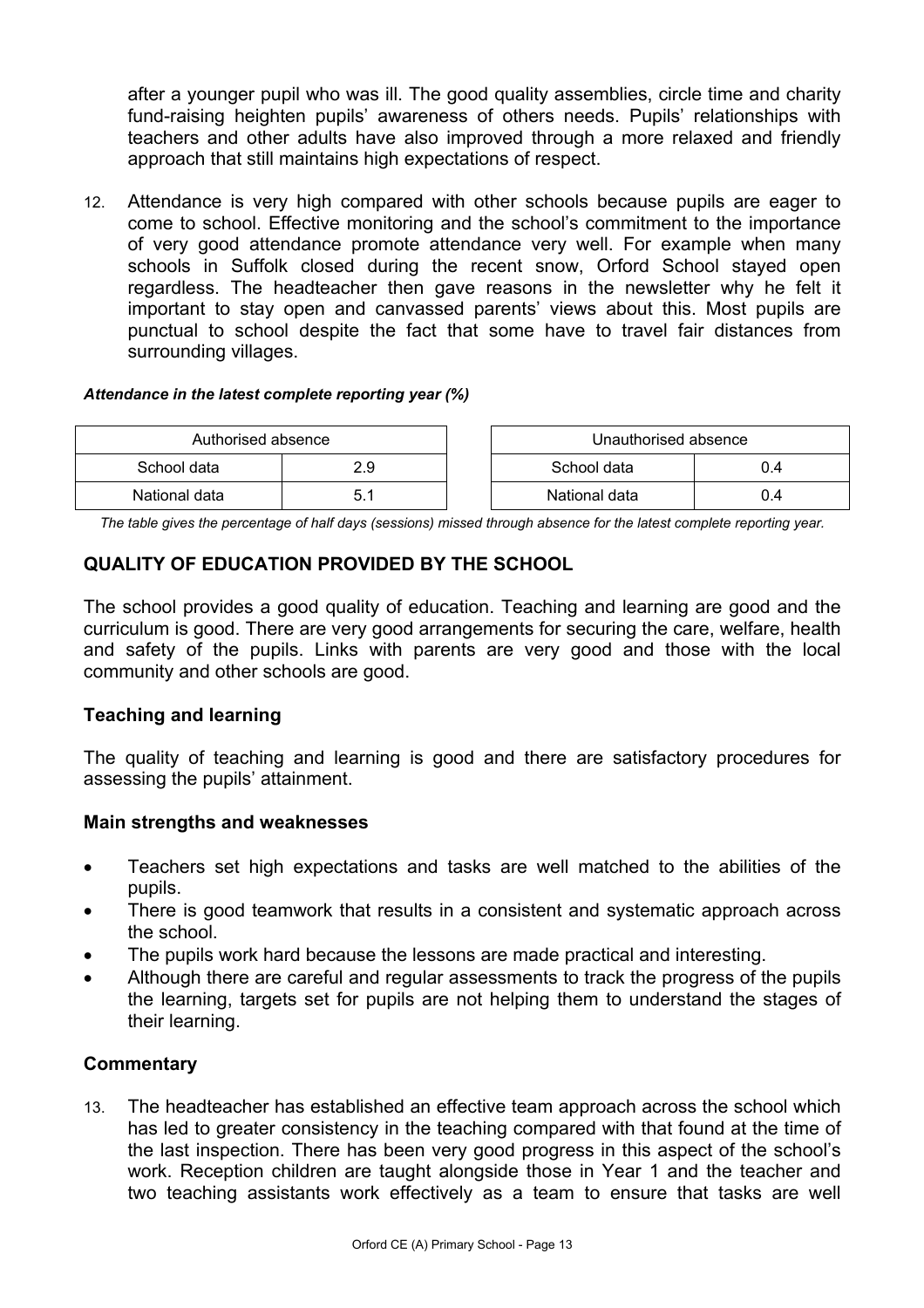after a younger pupil who was ill. The good quality assemblies, circle time and charity fund-raising heighten pupils' awareness of others needs. Pupils' relationships with teachers and other adults have also improved through a more relaxed and friendly approach that still maintains high expectations of respect.

12. Attendance is very high compared with other schools because pupils are eager to come to school. Effective monitoring and the school's commitment to the importance of very good attendance promote attendance very well. For example when many schools in Suffolk closed during the recent snow, Orford School stayed open regardless. The headteacher then gave reasons in the newsletter why he felt it important to stay open and canvassed parents' views about this. Most pupils are punctual to school despite the fact that some have to travel fair distances from surrounding villages.

***Attendance in the latest complete reporting year (%)***

| Authorised absence | |
|---|---|
| School data | 2.9 |
| National data | 5.1 |

| Unauthorised absence | |
|---|---|
| School data | 0.4 |
| National data | 0.4 |

*The table gives the percentage of half days (sessions) missed through absence for the latest complete reporting year.*

## QUALITY OF EDUCATION PROVIDED BY THE SCHOOL

The school provides a good quality of education. Teaching and learning are good and the curriculum is good. There are very good arrangements for securing the care, welfare, health and safety of the pupils. Links with parents are very good and those with the local community and other schools are good.

### Teaching and learning

The quality of teaching and learning is good and there are satisfactory procedures for assessing the pupils' attainment.

### Main strengths and weaknesses

- Teachers set high expectations and tasks are well matched to the abilities of the pupils.
- There is good teamwork that results in a consistent and systematic approach across the school.
- The pupils work hard because the lessons are made practical and interesting.
- Although there are careful and regular assessments to track the progress of the pupils the learning, targets set for pupils are not helping them to understand the stages of their learning.

### Commentary

13. The headteacher has established an effective team approach across the school which has led to greater consistency in the teaching compared with that found at the time of the last inspection. There has been very good progress in this aspect of the school's work. Reception children are taught alongside those in Year 1 and the teacher and two teaching assistants work effectively as a team to ensure that tasks are well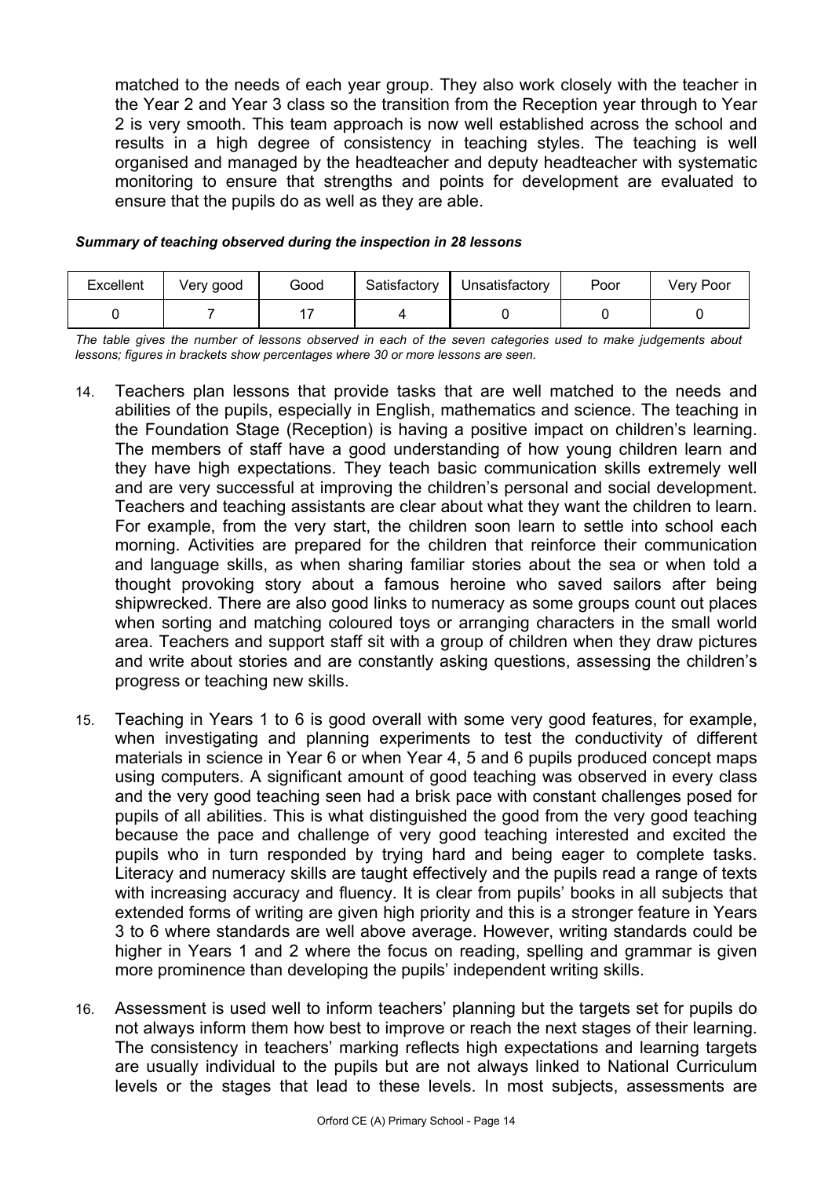matched to the needs of each year group. They also work closely with the teacher in the Year 2 and Year 3 class so the transition from the Reception year through to Year 2 is very smooth. This team approach is now well established across the school and results in a high degree of consistency in teaching styles. The teaching is well organised and managed by the headteacher and deputy headteacher with systematic monitoring to ensure that strengths and points for development are evaluated to ensure that the pupils do as well as they are able.

***Summary of teaching observed during the inspection in 28 lessons***

| Excellent | Very good | Good | Satisfactory | Unsatisfactory | Poor | Very Poor |
|---|---|---|---|---|---|---|
| 0 | 7 | 17 | 4 | 0 | 0 | 0 |

*The table gives the number of lessons observed in each of the seven categories used to make judgements about lessons; figures in brackets show percentages where 30 or more lessons are seen.*

14. Teachers plan lessons that provide tasks that are well matched to the needs and abilities of the pupils, especially in English, mathematics and science. The teaching in the Foundation Stage (Reception) is having a positive impact on children's learning. The members of staff have a good understanding of how young children learn and they have high expectations. They teach basic communication skills extremely well and are very successful at improving the children's personal and social development. Teachers and teaching assistants are clear about what they want the children to learn. For example, from the very start, the children soon learn to settle into school each morning. Activities are prepared for the children that reinforce their communication and language skills, as when sharing familiar stories about the sea or when told a thought provoking story about a famous heroine who saved sailors after being shipwrecked. There are also good links to numeracy as some groups count out places when sorting and matching coloured toys or arranging characters in the small world area. Teachers and support staff sit with a group of children when they draw pictures and write about stories and are constantly asking questions, assessing the children's progress or teaching new skills.

15. Teaching in Years 1 to 6 is good overall with some very good features, for example, when investigating and planning experiments to test the conductivity of different materials in science in Year 6 or when Year 4, 5 and 6 pupils produced concept maps using computers. A significant amount of good teaching was observed in every class and the very good teaching seen had a brisk pace with constant challenges posed for pupils of all abilities. This is what distinguished the good from the very good teaching because the pace and challenge of very good teaching interested and excited the pupils who in turn responded by trying hard and being eager to complete tasks. Literacy and numeracy skills are taught effectively and the pupils read a range of texts with increasing accuracy and fluency. It is clear from pupils' books in all subjects that extended forms of writing are given high priority and this is a stronger feature in Years 3 to 6 where standards are well above average. However, writing standards could be higher in Years 1 and 2 where the focus on reading, spelling and grammar is given more prominence than developing the pupils' independent writing skills.

16. Assessment is used well to inform teachers' planning but the targets set for pupils do not always inform them how best to improve or reach the next stages of their learning. The consistency in teachers' marking reflects high expectations and learning targets are usually individual to the pupils but are not always linked to National Curriculum levels or the stages that lead to these levels. In most subjects, assessments are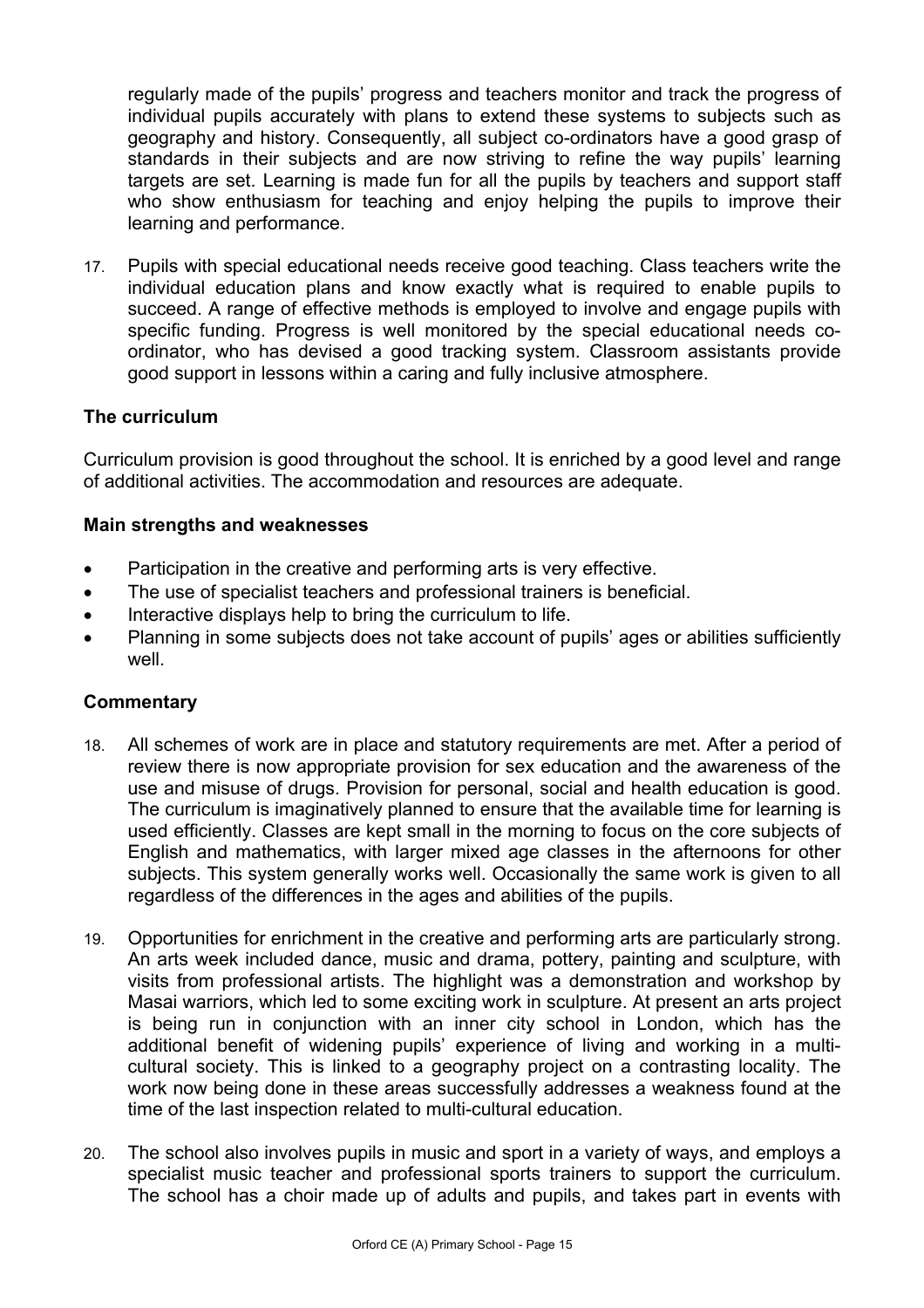regularly made of the pupils' progress and teachers monitor and track the progress of individual pupils accurately with plans to extend these systems to subjects such as geography and history. Consequently, all subject co-ordinators have a good grasp of standards in their subjects and are now striving to refine the way pupils' learning targets are set. Learning is made fun for all the pupils by teachers and support staff who show enthusiasm for teaching and enjoy helping the pupils to improve their learning and performance.

17. Pupils with special educational needs receive good teaching. Class teachers write the individual education plans and know exactly what is required to enable pupils to succeed. A range of effective methods is employed to involve and engage pupils with specific funding. Progress is well monitored by the special educational needs co-ordinator, who has devised a good tracking system. Classroom assistants provide good support in lessons within a caring and fully inclusive atmosphere.

### The curriculum

Curriculum provision is good throughout the school. It is enriched by a good level and range of additional activities. The accommodation and resources are adequate.

#### Main strengths and weaknesses

- Participation in the creative and performing arts is very effective.
- The use of specialist teachers and professional trainers is beneficial.
- Interactive displays help to bring the curriculum to life.
- Planning in some subjects does not take account of pupils' ages or abilities sufficiently well.

#### Commentary

18. All schemes of work are in place and statutory requirements are met. After a period of review there is now appropriate provision for sex education and the awareness of the use and misuse of drugs. Provision for personal, social and health education is good. The curriculum is imaginatively planned to ensure that the available time for learning is used efficiently. Classes are kept small in the morning to focus on the core subjects of English and mathematics, with larger mixed age classes in the afternoons for other subjects. This system generally works well. Occasionally the same work is given to all regardless of the differences in the ages and abilities of the pupils.

19. Opportunities for enrichment in the creative and performing arts are particularly strong. An arts week included dance, music and drama, pottery, painting and sculpture, with visits from professional artists. The highlight was a demonstration and workshop by Masai warriors, which led to some exciting work in sculpture. At present an arts project is being run in conjunction with an inner city school in London, which has the additional benefit of widening pupils' experience of living and working in a multi-cultural society. This is linked to a geography project on a contrasting locality. The work now being done in these areas successfully addresses a weakness found at the time of the last inspection related to multi-cultural education.

20. The school also involves pupils in music and sport in a variety of ways, and employs a specialist music teacher and professional sports trainers to support the curriculum. The school has a choir made up of adults and pupils, and takes part in events with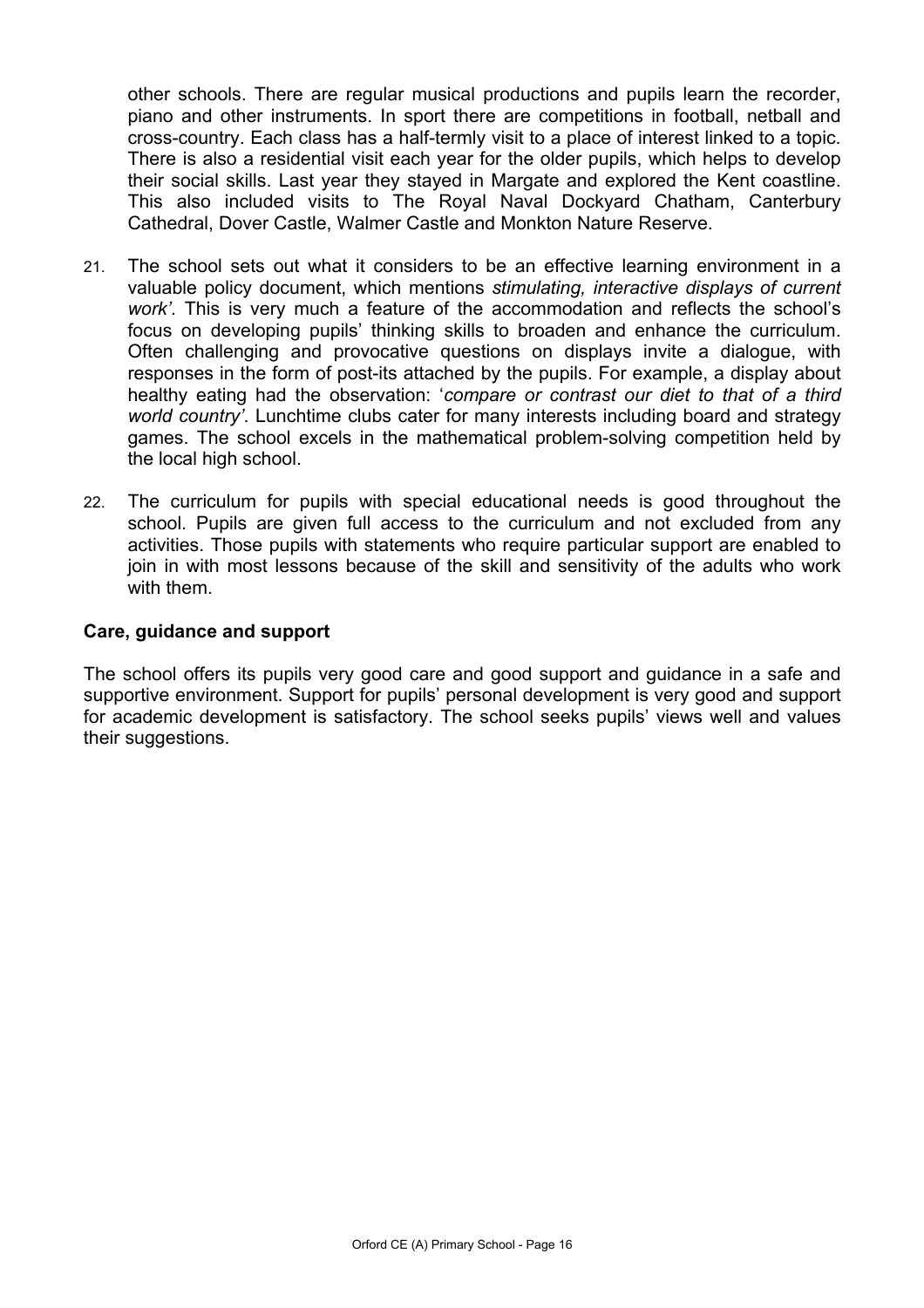other schools. There are regular musical productions and pupils learn the recorder, piano and other instruments. In sport there are competitions in football, netball and cross-country. Each class has a half-termly visit to a place of interest linked to a topic. There is also a residential visit each year for the older pupils, which helps to develop their social skills. Last year they stayed in Margate and explored the Kent coastline. This also included visits to The Royal Naval Dockyard Chatham, Canterbury Cathedral, Dover Castle, Walmer Castle and Monkton Nature Reserve.

21. The school sets out what it considers to be an effective learning environment in a valuable policy document, which mentions *stimulating, interactive displays of current work'*. This is very much a feature of the accommodation and reflects the school's focus on developing pupils' thinking skills to broaden and enhance the curriculum. Often challenging and provocative questions on displays invite a dialogue, with responses in the form of post-its attached by the pupils. For example, a display about healthy eating had the observation: '*compare or contrast our diet to that of a third world country'*. Lunchtime clubs cater for many interests including board and strategy games. The school excels in the mathematical problem-solving competition held by the local high school.

22. The curriculum for pupils with special educational needs is good throughout the school. Pupils are given full access to the curriculum and not excluded from any activities. Those pupils with statements who require particular support are enabled to join in with most lessons because of the skill and sensitivity of the adults who work with them.

### Care, guidance and support

The school offers its pupils very good care and good support and guidance in a safe and supportive environment. Support for pupils' personal development is very good and support for academic development is satisfactory. The school seeks pupils' views well and values their suggestions.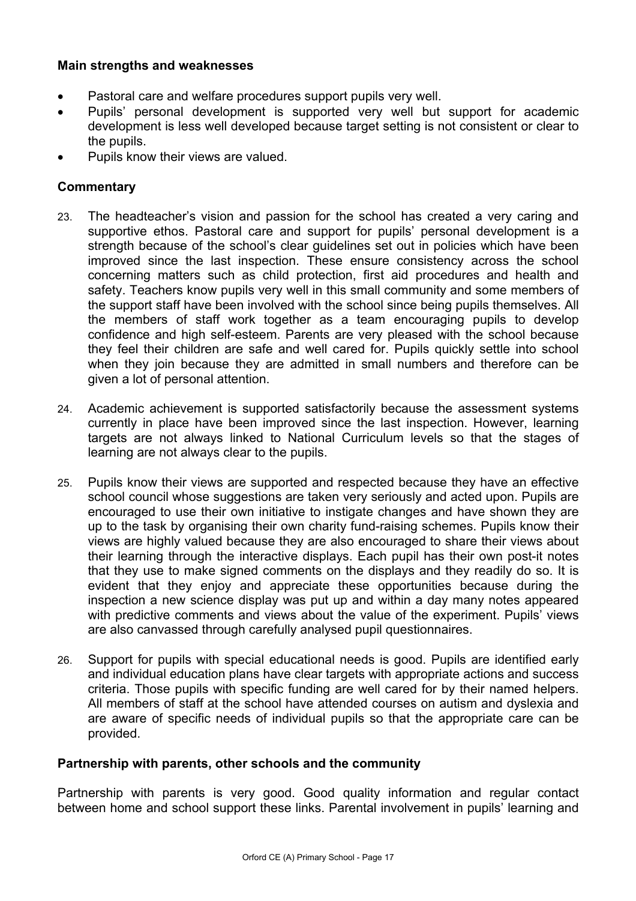### Main strengths and weaknesses

- Pastoral care and welfare procedures support pupils very well.
- Pupils' personal development is supported very well but support for academic development is less well developed because target setting is not consistent or clear to the pupils.
- Pupils know their views are valued.

### Commentary

23. The headteacher's vision and passion for the school has created a very caring and supportive ethos. Pastoral care and support for pupils' personal development is a strength because of the school's clear guidelines set out in policies which have been improved since the last inspection. These ensure consistency across the school concerning matters such as child protection, first aid procedures and health and safety. Teachers know pupils very well in this small community and some members of the support staff have been involved with the school since being pupils themselves. All the members of staff work together as a team encouraging pupils to develop confidence and high self-esteem. Parents are very pleased with the school because they feel their children are safe and well cared for. Pupils quickly settle into school when they join because they are admitted in small numbers and therefore can be given a lot of personal attention.

24. Academic achievement is supported satisfactorily because the assessment systems currently in place have been improved since the last inspection. However, learning targets are not always linked to National Curriculum levels so that the stages of learning are not always clear to the pupils.

25. Pupils know their views are supported and respected because they have an effective school council whose suggestions are taken very seriously and acted upon. Pupils are encouraged to use their own initiative to instigate changes and have shown they are up to the task by organising their own charity fund-raising schemes. Pupils know their views are highly valued because they are also encouraged to share their views about their learning through the interactive displays. Each pupil has their own post-it notes that they use to make signed comments on the displays and they readily do so. It is evident that they enjoy and appreciate these opportunities because during the inspection a new science display was put up and within a day many notes appeared with predictive comments and views about the value of the experiment. Pupils' views are also canvassed through carefully analysed pupil questionnaires.

26. Support for pupils with special educational needs is good. Pupils are identified early and individual education plans have clear targets with appropriate actions and success criteria. Those pupils with specific funding are well cared for by their named helpers. All members of staff at the school have attended courses on autism and dyslexia and are aware of specific needs of individual pupils so that the appropriate care can be provided.

### Partnership with parents, other schools and the community

Partnership with parents is very good. Good quality information and regular contact between home and school support these links. Parental involvement in pupils' learning and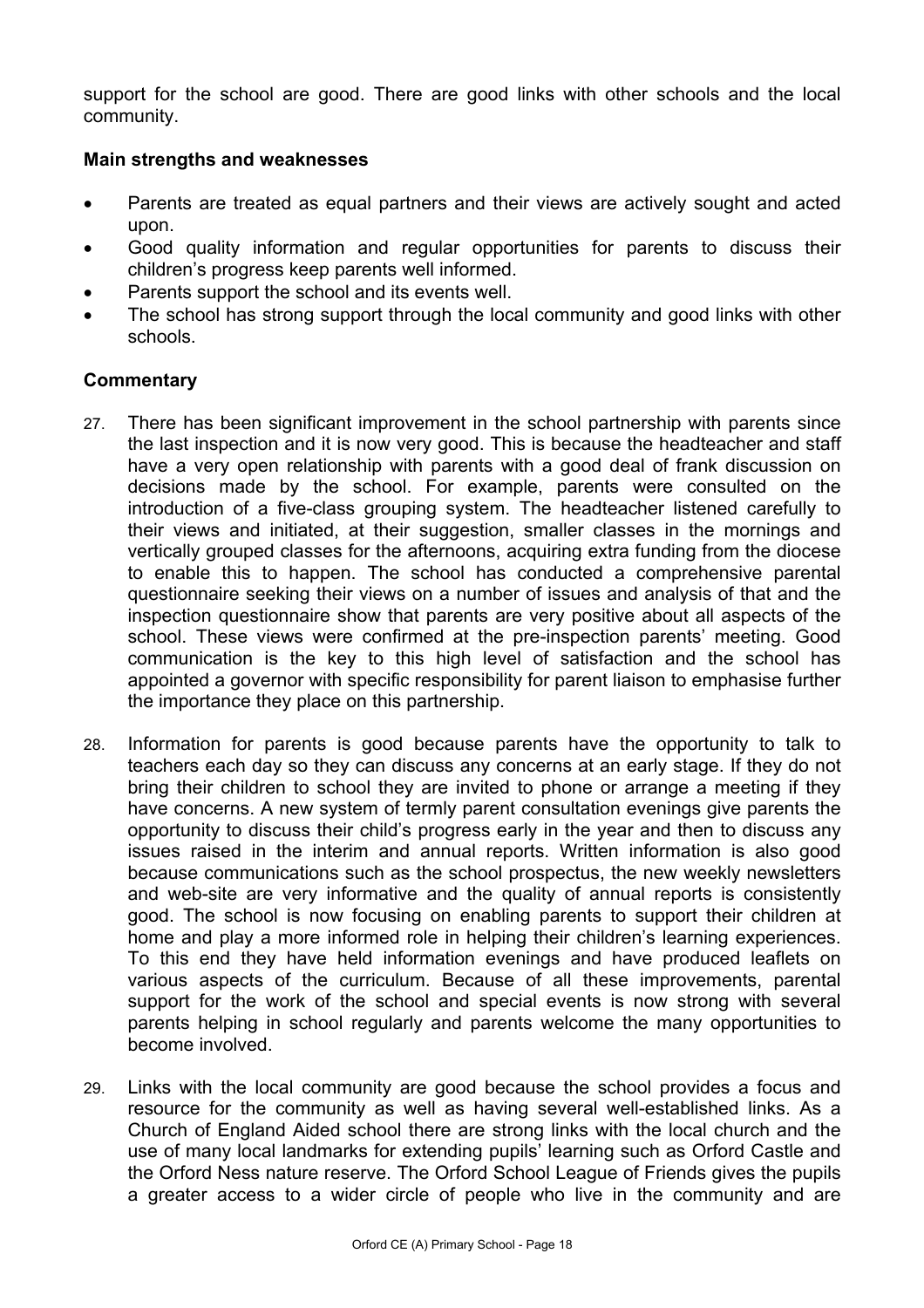support for the school are good. There are good links with other schools and the local community.

### Main strengths and weaknesses

- Parents are treated as equal partners and their views are actively sought and acted upon.
- Good quality information and regular opportunities for parents to discuss their children's progress keep parents well informed.
- Parents support the school and its events well.
- The school has strong support through the local community and good links with other schools.

### Commentary

27. There has been significant improvement in the school partnership with parents since the last inspection and it is now very good. This is because the headteacher and staff have a very open relationship with parents with a good deal of frank discussion on decisions made by the school. For example, parents were consulted on the introduction of a five-class grouping system. The headteacher listened carefully to their views and initiated, at their suggestion, smaller classes in the mornings and vertically grouped classes for the afternoons, acquiring extra funding from the diocese to enable this to happen. The school has conducted a comprehensive parental questionnaire seeking their views on a number of issues and analysis of that and the inspection questionnaire show that parents are very positive about all aspects of the school. These views were confirmed at the pre-inspection parents' meeting. Good communication is the key to this high level of satisfaction and the school has appointed a governor with specific responsibility for parent liaison to emphasise further the importance they place on this partnership.

28. Information for parents is good because parents have the opportunity to talk to teachers each day so they can discuss any concerns at an early stage. If they do not bring their children to school they are invited to phone or arrange a meeting if they have concerns. A new system of termly parent consultation evenings give parents the opportunity to discuss their child's progress early in the year and then to discuss any issues raised in the interim and annual reports. Written information is also good because communications such as the school prospectus, the new weekly newsletters and web-site are very informative and the quality of annual reports is consistently good. The school is now focusing on enabling parents to support their children at home and play a more informed role in helping their children's learning experiences. To this end they have held information evenings and have produced leaflets on various aspects of the curriculum. Because of all these improvements, parental support for the work of the school and special events is now strong with several parents helping in school regularly and parents welcome the many opportunities to become involved.

29. Links with the local community are good because the school provides a focus and resource for the community as well as having several well-established links. As a Church of England Aided school there are strong links with the local church and the use of many local landmarks for extending pupils' learning such as Orford Castle and the Orford Ness nature reserve. The Orford School League of Friends gives the pupils a greater access to a wider circle of people who live in the community and are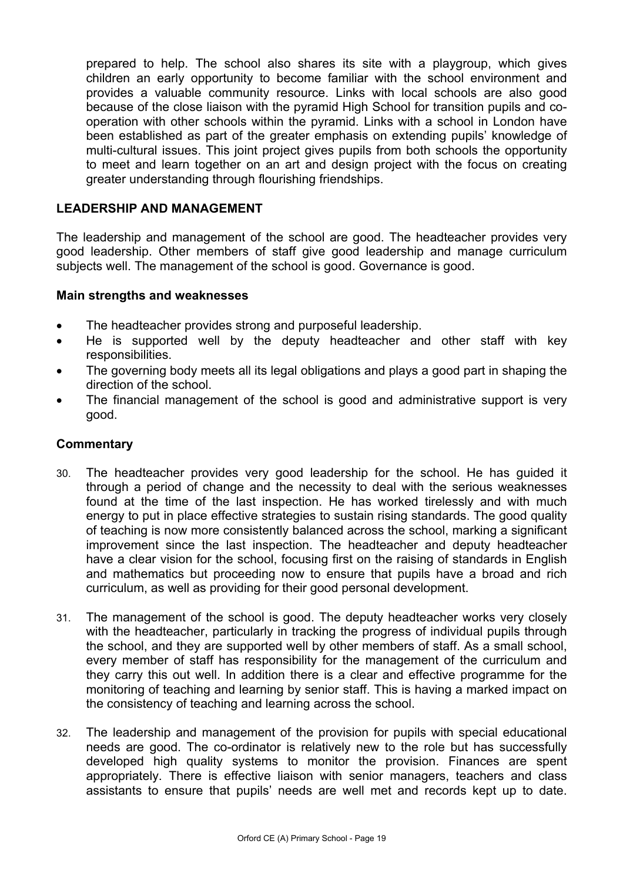prepared to help. The school also shares its site with a playgroup, which gives children an early opportunity to become familiar with the school environment and provides a valuable community resource. Links with local schools are also good because of the close liaison with the pyramid High School for transition pupils and co-operation with other schools within the pyramid. Links with a school in London have been established as part of the greater emphasis on extending pupils' knowledge of multi-cultural issues. This joint project gives pupils from both schools the opportunity to meet and learn together on an art and design project with the focus on creating greater understanding through flourishing friendships.

## LEADERSHIP AND MANAGEMENT

The leadership and management of the school are good. The headteacher provides very good leadership. Other members of staff give good leadership and manage curriculum subjects well. The management of the school is good. Governance is good.

### Main strengths and weaknesses

- The headteacher provides strong and purposeful leadership.
- He is supported well by the deputy headteacher and other staff with key responsibilities.
- The governing body meets all its legal obligations and plays a good part in shaping the direction of the school.
- The financial management of the school is good and administrative support is very good.

### Commentary

30. The headteacher provides very good leadership for the school. He has guided it through a period of change and the necessity to deal with the serious weaknesses found at the time of the last inspection. He has worked tirelessly and with much energy to put in place effective strategies to sustain rising standards. The good quality of teaching is now more consistently balanced across the school, marking a significant improvement since the last inspection. The headteacher and deputy headteacher have a clear vision for the school, focusing first on the raising of standards in English and mathematics but proceeding now to ensure that pupils have a broad and rich curriculum, as well as providing for their good personal development.

31. The management of the school is good. The deputy headteacher works very closely with the headteacher, particularly in tracking the progress of individual pupils through the school, and they are supported well by other members of staff. As a small school, every member of staff has responsibility for the management of the curriculum and they carry this out well. In addition there is a clear and effective programme for the monitoring of teaching and learning by senior staff. This is having a marked impact on the consistency of teaching and learning across the school.

32. The leadership and management of the provision for pupils with special educational needs are good. The co-ordinator is relatively new to the role but has successfully developed high quality systems to monitor the provision. Finances are spent appropriately. There is effective liaison with senior managers, teachers and class assistants to ensure that pupils' needs are well met and records kept up to date.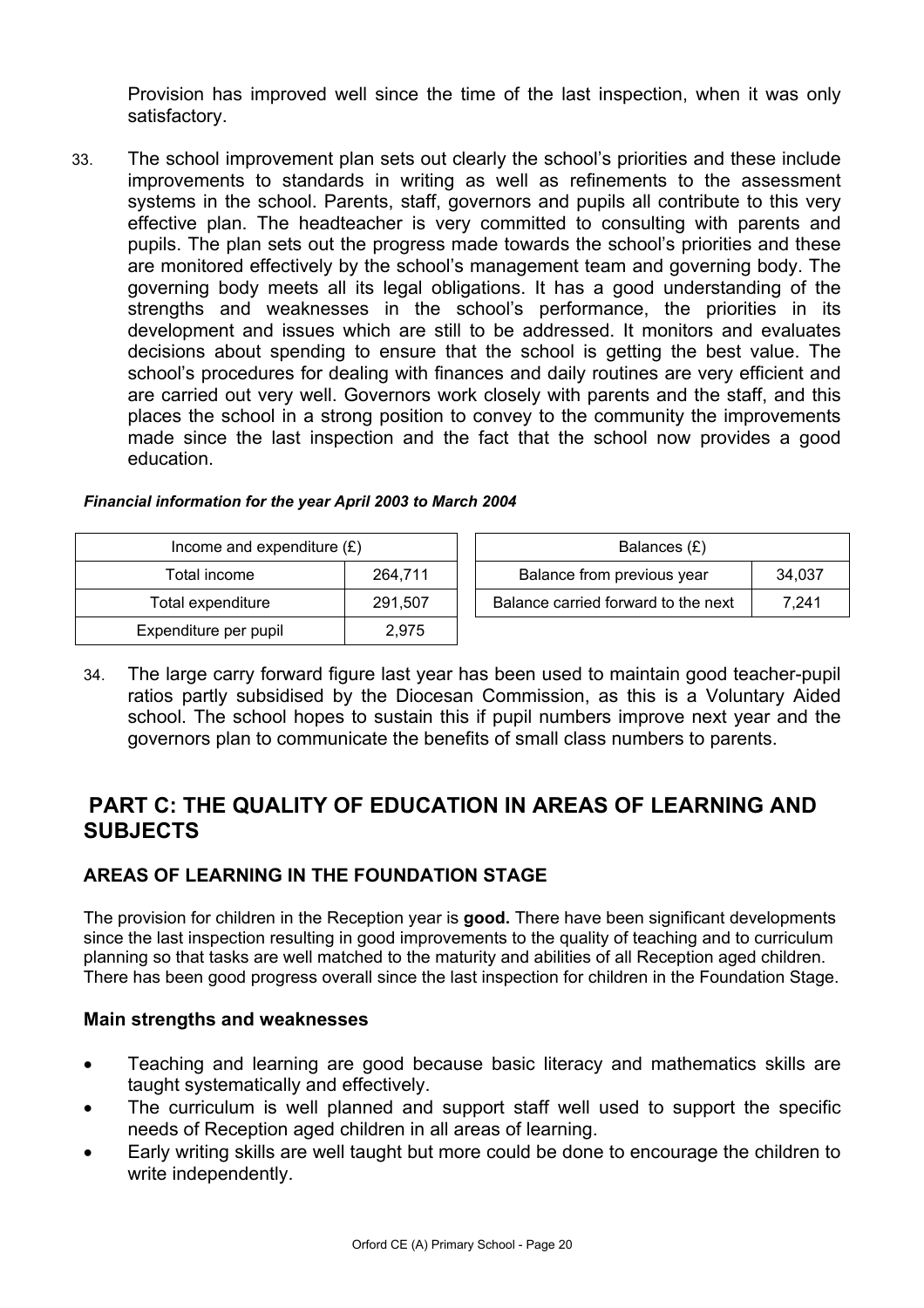Provision has improved well since the time of the last inspection, when it was only satisfactory.

33. The school improvement plan sets out clearly the school's priorities and these include improvements to standards in writing as well as refinements to the assessment systems in the school. Parents, staff, governors and pupils all contribute to this very effective plan. The headteacher is very committed to consulting with parents and pupils. The plan sets out the progress made towards the school's priorities and these are monitored effectively by the school's management team and governing body. The governing body meets all its legal obligations. It has a good understanding of the strengths and weaknesses in the school's performance, the priorities in its development and issues which are still to be addressed. It monitors and evaluates decisions about spending to ensure that the school is getting the best value. The school's procedures for dealing with finances and daily routines are very efficient and are carried out very well. Governors work closely with parents and the staff, and this places the school in a strong position to convey to the community the improvements made since the last inspection and the fact that the school now provides a good education.

***Financial information for the year April 2003 to March 2004***

| Income and expenditure (£) | |
|---|---|
| Total income | 264,711 |
| Total expenditure | 291,507 |
| Expenditure per pupil | 2,975 |

| Balances (£) | |
|---|---|
| Balance from previous year | 34,037 |
| Balance carried forward to the next | 7,241 |

34. The large carry forward figure last year has been used to maintain good teacher-pupil ratios partly subsidised by the Diocesan Commission, as this is a Voluntary Aided school. The school hopes to sustain this if pupil numbers improve next year and the governors plan to communicate the benefits of small class numbers to parents.

# PART C: THE QUALITY OF EDUCATION IN AREAS OF LEARNING AND SUBJECTS

## AREAS OF LEARNING IN THE FOUNDATION STAGE

The provision for children in the Reception year is **good.** There have been significant developments since the last inspection resulting in good improvements to the quality of teaching and to curriculum planning so that tasks are well matched to the maturity and abilities of all Reception aged children. There has been good progress overall since the last inspection for children in the Foundation Stage.

### Main strengths and weaknesses

- Teaching and learning are good because basic literacy and mathematics skills are taught systematically and effectively.
- The curriculum is well planned and support staff well used to support the specific needs of Reception aged children in all areas of learning.
- Early writing skills are well taught but more could be done to encourage the children to write independently.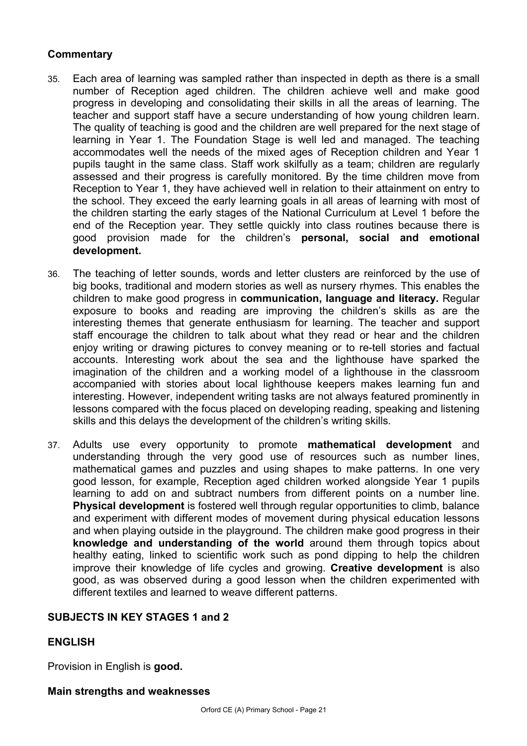## Commentary

35. Each area of learning was sampled rather than inspected in depth as there is a small number of Reception aged children. The children achieve well and make good progress in developing and consolidating their skills in all the areas of learning. The teacher and support staff have a secure understanding of how young children learn. The quality of teaching is good and the children are well prepared for the next stage of learning in Year 1. The Foundation Stage is well led and managed. The teaching accommodates well the needs of the mixed ages of Reception children and Year 1 pupils taught in the same class. Staff work skilfully as a team; children are regularly assessed and their progress is carefully monitored. By the time children move from Reception to Year 1, they have achieved well in relation to their attainment on entry to the school. They exceed the early learning goals in all areas of learning with most of the children starting the early stages of the National Curriculum at Level 1 before the end of the Reception year. They settle quickly into class routines because there is good provision made for the children's **personal, social and emotional development.**

36. The teaching of letter sounds, words and letter clusters are reinforced by the use of big books, traditional and modern stories as well as nursery rhymes. This enables the children to make good progress in **communication, language and literacy.** Regular exposure to books and reading are improving the children's skills as are the interesting themes that generate enthusiasm for learning. The teacher and support staff encourage the children to talk about what they read or hear and the children enjoy writing or drawing pictures to convey meaning or to re-tell stories and factual accounts. Interesting work about the sea and the lighthouse have sparked the imagination of the children and a working model of a lighthouse in the classroom accompanied with stories about local lighthouse keepers makes learning fun and interesting. However, independent writing tasks are not always featured prominently in lessons compared with the focus placed on developing reading, speaking and listening skills and this delays the development of the children's writing skills.

37. Adults use every opportunity to promote **mathematical development** and understanding through the very good use of resources such as number lines, mathematical games and puzzles and using shapes to make patterns. In one very good lesson, for example, Reception aged children worked alongside Year 1 pupils learning to add on and subtract numbers from different points on a number line. **Physical development** is fostered well through regular opportunities to climb, balance and experiment with different modes of movement during physical education lessons and when playing outside in the playground. The children make good progress in their **knowledge and understanding of the world** around them through topics about healthy eating, linked to scientific work such as pond dipping to help the children improve their knowledge of life cycles and growing. **Creative development** is also good, as was observed during a good lesson when the children experimented with different textiles and learned to weave different patterns.

## SUBJECTS IN KEY STAGES 1 and 2

## ENGLISH

Provision in English is **good.**

### Main strengths and weaknesses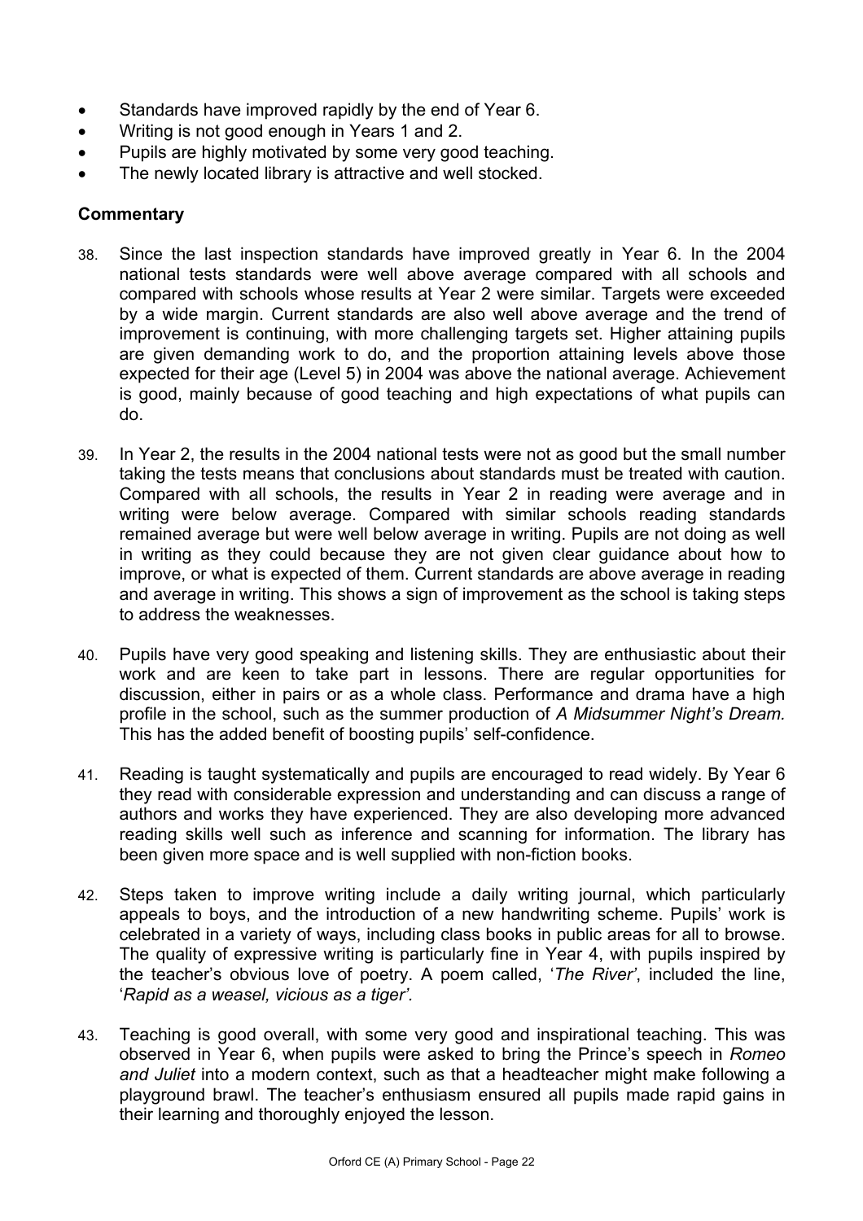- Standards have improved rapidly by the end of Year 6.
- Writing is not good enough in Years 1 and 2.
- Pupils are highly motivated by some very good teaching.
- The newly located library is attractive and well stocked.

### Commentary

38. Since the last inspection standards have improved greatly in Year 6. In the 2004 national tests standards were well above average compared with all schools and compared with schools whose results at Year 2 were similar. Targets were exceeded by a wide margin. Current standards are also well above average and the trend of improvement is continuing, with more challenging targets set. Higher attaining pupils are given demanding work to do, and the proportion attaining levels above those expected for their age (Level 5) in 2004 was above the national average. Achievement is good, mainly because of good teaching and high expectations of what pupils can do.

39. In Year 2, the results in the 2004 national tests were not as good but the small number taking the tests means that conclusions about standards must be treated with caution. Compared with all schools, the results in Year 2 in reading were average and in writing were below average. Compared with similar schools reading standards remained average but were well below average in writing. Pupils are not doing as well in writing as they could because they are not given clear guidance about how to improve, or what is expected of them. Current standards are above average in reading and average in writing. This shows a sign of improvement as the school is taking steps to address the weaknesses.

40. Pupils have very good speaking and listening skills. They are enthusiastic about their work and are keen to take part in lessons. There are regular opportunities for discussion, either in pairs or as a whole class. Performance and drama have a high profile in the school, such as the summer production of *A Midsummer Night's Dream.* This has the added benefit of boosting pupils' self-confidence.

41. Reading is taught systematically and pupils are encouraged to read widely. By Year 6 they read with considerable expression and understanding and can discuss a range of authors and works they have experienced. They are also developing more advanced reading skills well such as inference and scanning for information. The library has been given more space and is well supplied with non-fiction books.

42. Steps taken to improve writing include a daily writing journal, which particularly appeals to boys, and the introduction of a new handwriting scheme. Pupils' work is celebrated in a variety of ways, including class books in public areas for all to browse. The quality of expressive writing is particularly fine in Year 4, with pupils inspired by the teacher's obvious love of poetry. A poem called, '*The River*', included the line, '*Rapid as a weasel, vicious as a tiger'.*

43. Teaching is good overall, with some very good and inspirational teaching. This was observed in Year 6, when pupils were asked to bring the Prince's speech in *Romeo and Juliet* into a modern context, such as that a headteacher might make following a playground brawl. The teacher's enthusiasm ensured all pupils made rapid gains in their learning and thoroughly enjoyed the lesson.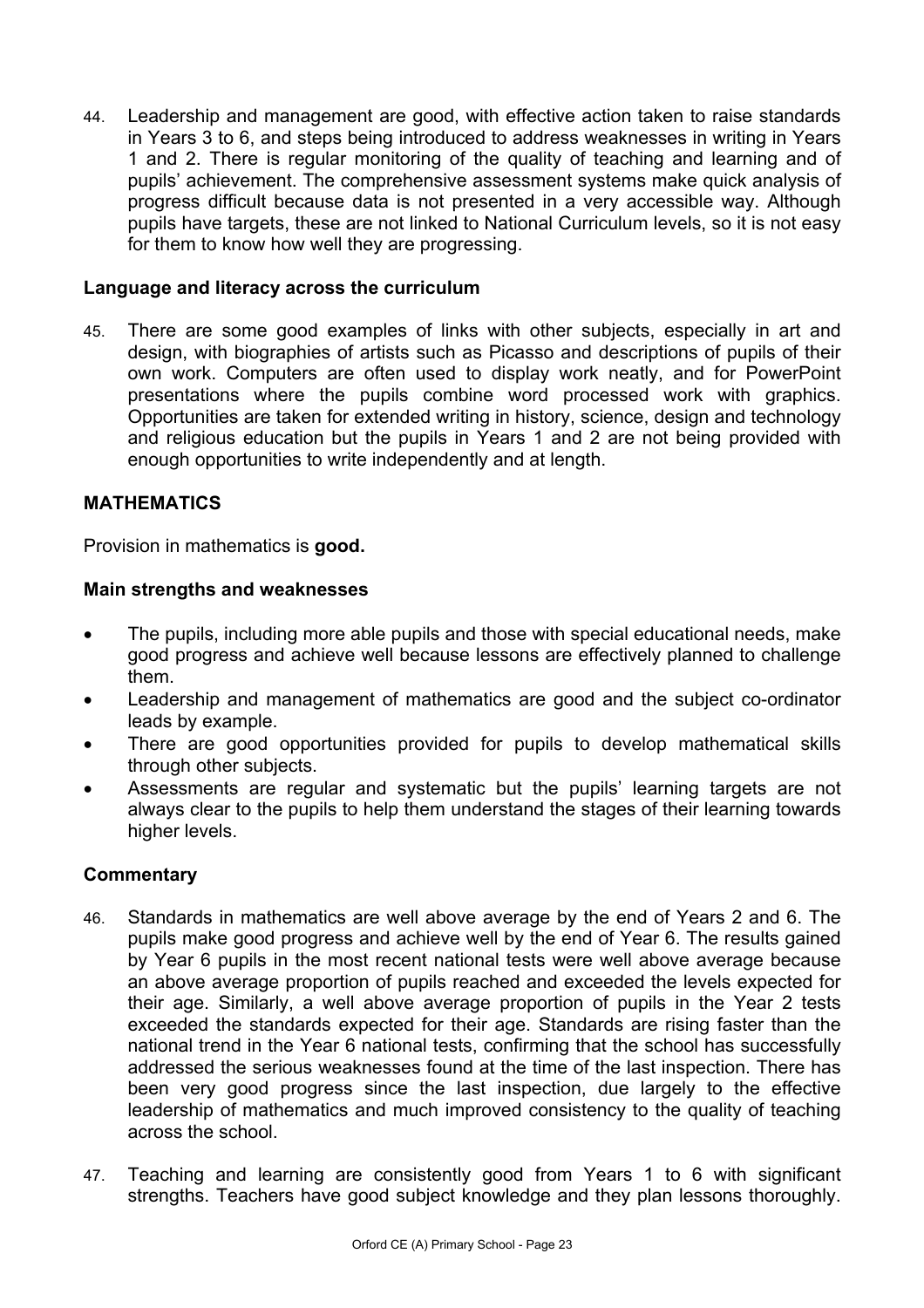44. Leadership and management are good, with effective action taken to raise standards in Years 3 to 6, and steps being introduced to address weaknesses in writing in Years 1 and 2. There is regular monitoring of the quality of teaching and learning and of pupils' achievement. The comprehensive assessment systems make quick analysis of progress difficult because data is not presented in a very accessible way. Although pupils have targets, these are not linked to National Curriculum levels, so it is not easy for them to know how well they are progressing.

**Language and literacy across the curriculum**

45. There are some good examples of links with other subjects, especially in art and design, with biographies of artists such as Picasso and descriptions of pupils of their own work. Computers are often used to display work neatly, and for PowerPoint presentations where the pupils combine word processed work with graphics. Opportunities are taken for extended writing in history, science, design and technology and religious education but the pupils in Years 1 and 2 are not being provided with enough opportunities to write independently and at length.

**MATHEMATICS**

Provision in mathematics is **good.**

**Main strengths and weaknesses**

- The pupils, including more able pupils and those with special educational needs, make good progress and achieve well because lessons are effectively planned to challenge them.
- Leadership and management of mathematics are good and the subject co-ordinator leads by example.
- There are good opportunities provided for pupils to develop mathematical skills through other subjects.
- Assessments are regular and systematic but the pupils' learning targets are not always clear to the pupils to help them understand the stages of their learning towards higher levels.

**Commentary**

46. Standards in mathematics are well above average by the end of Years 2 and 6. The pupils make good progress and achieve well by the end of Year 6. The results gained by Year 6 pupils in the most recent national tests were well above average because an above average proportion of pupils reached and exceeded the levels expected for their age. Similarly, a well above average proportion of pupils in the Year 2 tests exceeded the standards expected for their age. Standards are rising faster than the national trend in the Year 6 national tests, confirming that the school has successfully addressed the serious weaknesses found at the time of the last inspection. There has been very good progress since the last inspection, due largely to the effective leadership of mathematics and much improved consistency to the quality of teaching across the school.

47. Teaching and learning are consistently good from Years 1 to 6 with significant strengths. Teachers have good subject knowledge and they plan lessons thoroughly.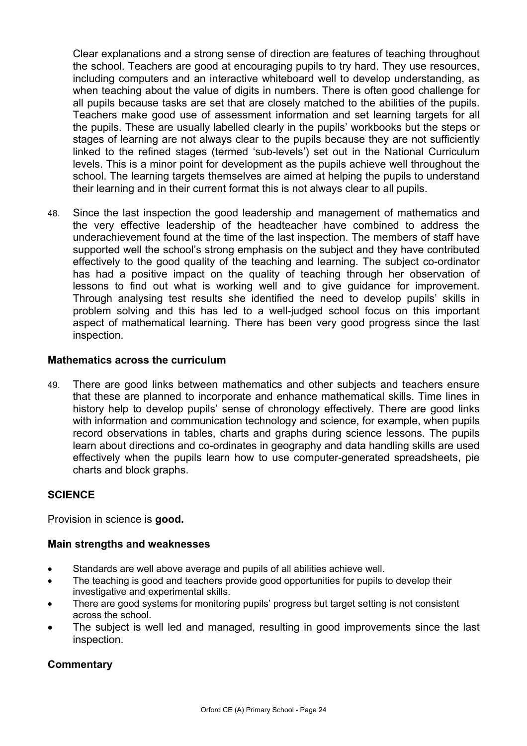Clear explanations and a strong sense of direction are features of teaching throughout the school. Teachers are good at encouraging pupils to try hard. They use resources, including computers and an interactive whiteboard well to develop understanding, as when teaching about the value of digits in numbers. There is often good challenge for all pupils because tasks are set that are closely matched to the abilities of the pupils. Teachers make good use of assessment information and set learning targets for all the pupils. These are usually labelled clearly in the pupils' workbooks but the steps or stages of learning are not always clear to the pupils because they are not sufficiently linked to the refined stages (termed 'sub-levels') set out in the National Curriculum levels. This is a minor point for development as the pupils achieve well throughout the school. The learning targets themselves are aimed at helping the pupils to understand their learning and in their current format this is not always clear to all pupils.

48. Since the last inspection the good leadership and management of mathematics and the very effective leadership of the headteacher have combined to address the underachievement found at the time of the last inspection. The members of staff have supported well the school's strong emphasis on the subject and they have contributed effectively to the good quality of the teaching and learning. The subject co-ordinator has had a positive impact on the quality of teaching through her observation of lessons to find out what is working well and to give guidance for improvement. Through analysing test results she identified the need to develop pupils' skills in problem solving and this has led to a well-judged school focus on this important aspect of mathematical learning. There has been very good progress since the last inspection.

### Mathematics across the curriculum

49. There are good links between mathematics and other subjects and teachers ensure that these are planned to incorporate and enhance mathematical skills. Time lines in history help to develop pupils' sense of chronology effectively. There are good links with information and communication technology and science, for example, when pupils record observations in tables, charts and graphs during science lessons. The pupils learn about directions and co-ordinates in geography and data handling skills are used effectively when the pupils learn how to use computer-generated spreadsheets, pie charts and block graphs.

## SCIENCE

Provision in science is **good.**

### Main strengths and weaknesses

- Standards are well above average and pupils of all abilities achieve well.
- The teaching is good and teachers provide good opportunities for pupils to develop their investigative and experimental skills.
- There are good systems for monitoring pupils' progress but target setting is not consistent across the school.
- The subject is well led and managed, resulting in good improvements since the last inspection.

### Commentary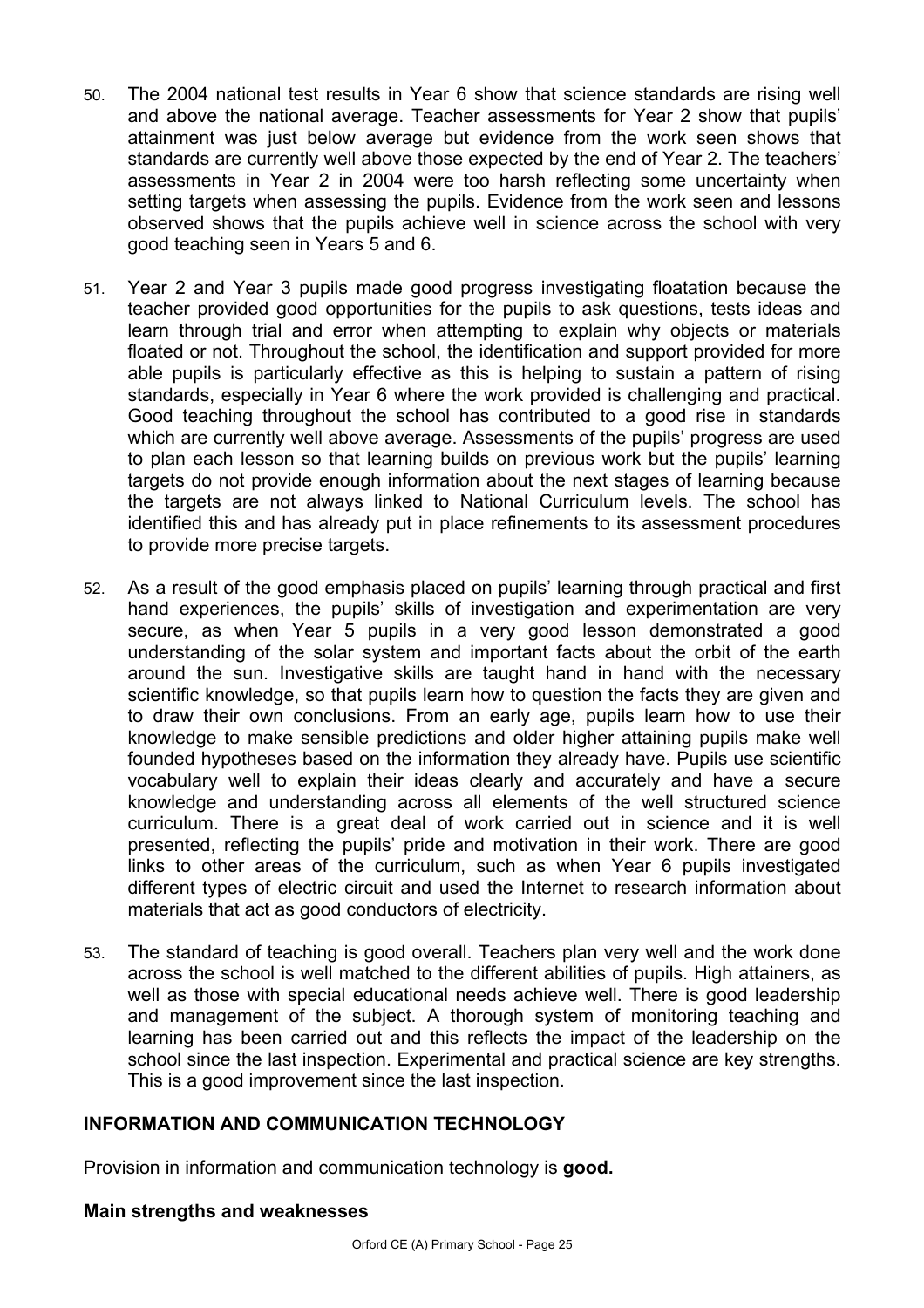50. The 2004 national test results in Year 6 show that science standards are rising well and above the national average. Teacher assessments for Year 2 show that pupils' attainment was just below average but evidence from the work seen shows that standards are currently well above those expected by the end of Year 2. The teachers' assessments in Year 2 in 2004 were too harsh reflecting some uncertainty when setting targets when assessing the pupils. Evidence from the work seen and lessons observed shows that the pupils achieve well in science across the school with very good teaching seen in Years 5 and 6.

51. Year 2 and Year 3 pupils made good progress investigating floatation because the teacher provided good opportunities for the pupils to ask questions, tests ideas and learn through trial and error when attempting to explain why objects or materials floated or not. Throughout the school, the identification and support provided for more able pupils is particularly effective as this is helping to sustain a pattern of rising standards, especially in Year 6 where the work provided is challenging and practical. Good teaching throughout the school has contributed to a good rise in standards which are currently well above average. Assessments of the pupils' progress are used to plan each lesson so that learning builds on previous work but the pupils' learning targets do not provide enough information about the next stages of learning because the targets are not always linked to National Curriculum levels. The school has identified this and has already put in place refinements to its assessment procedures to provide more precise targets.

52. As a result of the good emphasis placed on pupils' learning through practical and first hand experiences, the pupils' skills of investigation and experimentation are very secure, as when Year 5 pupils in a very good lesson demonstrated a good understanding of the solar system and important facts about the orbit of the earth around the sun. Investigative skills are taught hand in hand with the necessary scientific knowledge, so that pupils learn how to question the facts they are given and to draw their own conclusions. From an early age, pupils learn how to use their knowledge to make sensible predictions and older higher attaining pupils make well founded hypotheses based on the information they already have. Pupils use scientific vocabulary well to explain their ideas clearly and accurately and have a secure knowledge and understanding across all elements of the well structured science curriculum. There is a great deal of work carried out in science and it is well presented, reflecting the pupils' pride and motivation in their work. There are good links to other areas of the curriculum, such as when Year 6 pupils investigated different types of electric circuit and used the Internet to research information about materials that act as good conductors of electricity.

53. The standard of teaching is good overall. Teachers plan very well and the work done across the school is well matched to the different abilities of pupils. High attainers, as well as those with special educational needs achieve well. There is good leadership and management of the subject. A thorough system of monitoring teaching and learning has been carried out and this reflects the impact of the leadership on the school since the last inspection. Experimental and practical science are key strengths. This is a good improvement since the last inspection.

## INFORMATION AND COMMUNICATION TECHNOLOGY

Provision in information and communication technology is **good.**

### Main strengths and weaknesses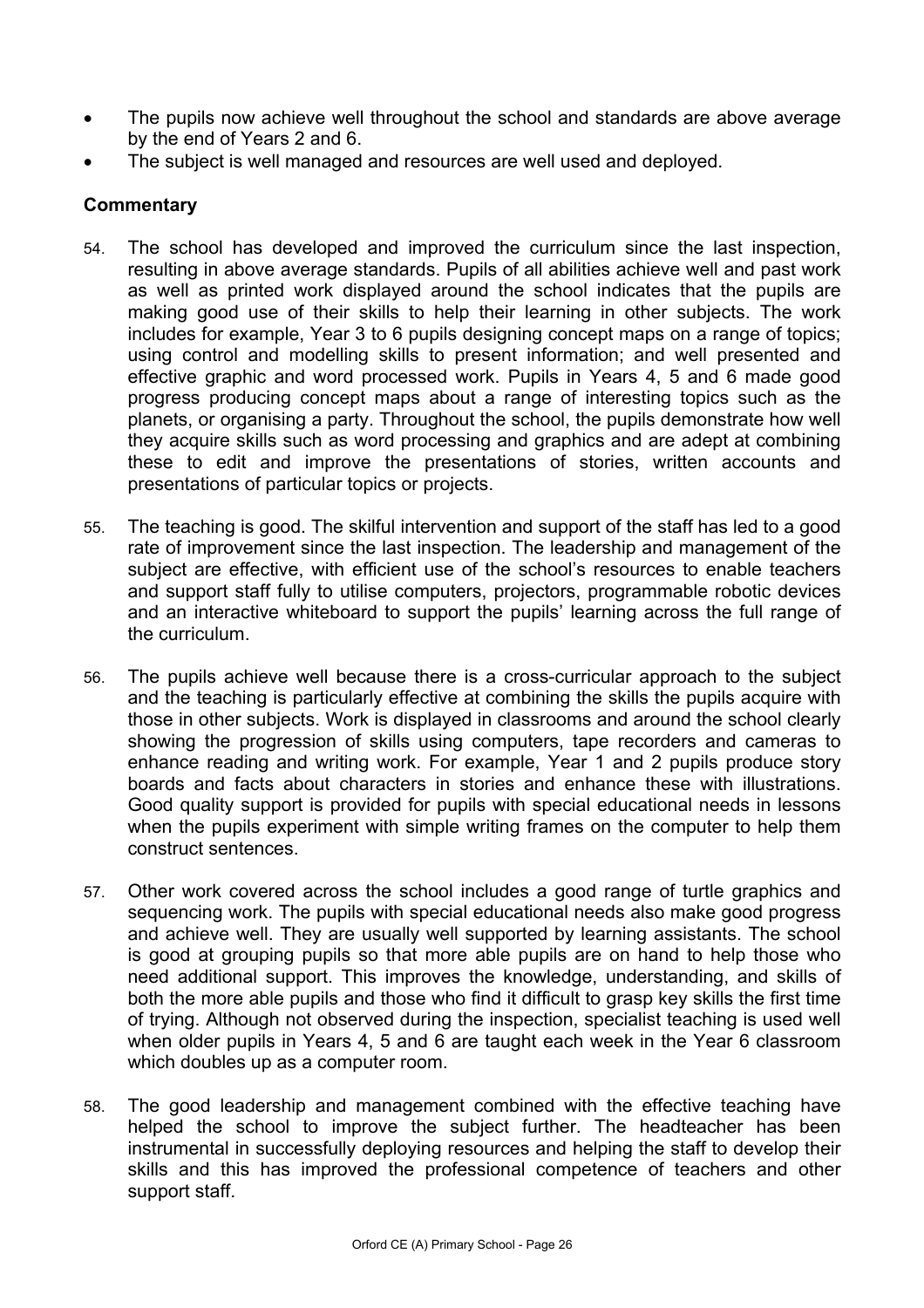- The pupils now achieve well throughout the school and standards are above average by the end of Years 2 and 6.
- The subject is well managed and resources are well used and deployed.

## Commentary

54. The school has developed and improved the curriculum since the last inspection, resulting in above average standards. Pupils of all abilities achieve well and past work as well as printed work displayed around the school indicates that the pupils are making good use of their skills to help their learning in other subjects. The work includes for example, Year 3 to 6 pupils designing concept maps on a range of topics; using control and modelling skills to present information; and well presented and effective graphic and word processed work. Pupils in Years 4, 5 and 6 made good progress producing concept maps about a range of interesting topics such as the planets, or organising a party. Throughout the school, the pupils demonstrate how well they acquire skills such as word processing and graphics and are adept at combining these to edit and improve the presentations of stories, written accounts and presentations of particular topics or projects.

55. The teaching is good. The skilful intervention and support of the staff has led to a good rate of improvement since the last inspection. The leadership and management of the subject are effective, with efficient use of the school's resources to enable teachers and support staff fully to utilise computers, projectors, programmable robotic devices and an interactive whiteboard to support the pupils' learning across the full range of the curriculum.

56. The pupils achieve well because there is a cross-curricular approach to the subject and the teaching is particularly effective at combining the skills the pupils acquire with those in other subjects. Work is displayed in classrooms and around the school clearly showing the progression of skills using computers, tape recorders and cameras to enhance reading and writing work. For example, Year 1 and 2 pupils produce story boards and facts about characters in stories and enhance these with illustrations. Good quality support is provided for pupils with special educational needs in lessons when the pupils experiment with simple writing frames on the computer to help them construct sentences.

57. Other work covered across the school includes a good range of turtle graphics and sequencing work. The pupils with special educational needs also make good progress and achieve well. They are usually well supported by learning assistants. The school is good at grouping pupils so that more able pupils are on hand to help those who need additional support. This improves the knowledge, understanding, and skills of both the more able pupils and those who find it difficult to grasp key skills the first time of trying. Although not observed during the inspection, specialist teaching is used well when older pupils in Years 4, 5 and 6 are taught each week in the Year 6 classroom which doubles up as a computer room.

58. The good leadership and management combined with the effective teaching have helped the school to improve the subject further. The headteacher has been instrumental in successfully deploying resources and helping the staff to develop their skills and this has improved the professional competence of teachers and other support staff.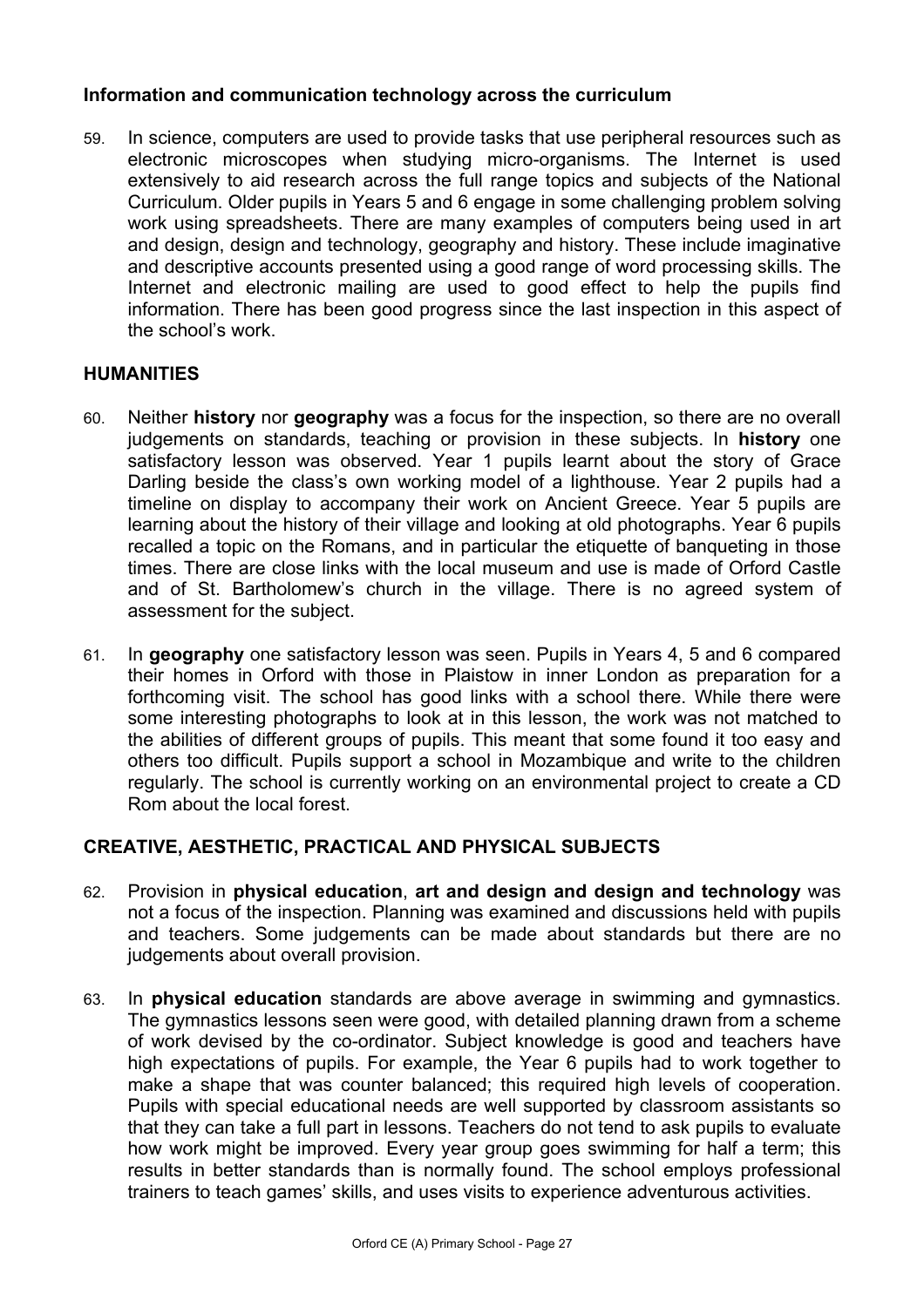### Information and communication technology across the curriculum

59. In science, computers are used to provide tasks that use peripheral resources such as electronic microscopes when studying micro-organisms. The Internet is used extensively to aid research across the full range topics and subjects of the National Curriculum. Older pupils in Years 5 and 6 engage in some challenging problem solving work using spreadsheets. There are many examples of computers being used in art and design, design and technology, geography and history. These include imaginative and descriptive accounts presented using a good range of word processing skills. The Internet and electronic mailing are used to good effect to help the pupils find information. There has been good progress since the last inspection in this aspect of the school's work.

## HUMANITIES

60. Neither **history** nor **geography** was a focus for the inspection, so there are no overall judgements on standards, teaching or provision in these subjects. In **history** one satisfactory lesson was observed. Year 1 pupils learnt about the story of Grace Darling beside the class's own working model of a lighthouse. Year 2 pupils had a timeline on display to accompany their work on Ancient Greece. Year 5 pupils are learning about the history of their village and looking at old photographs. Year 6 pupils recalled a topic on the Romans, and in particular the etiquette of banqueting in those times. There are close links with the local museum and use is made of Orford Castle and of St. Bartholomew's church in the village. There is no agreed system of assessment for the subject.

61. In **geography** one satisfactory lesson was seen. Pupils in Years 4, 5 and 6 compared their homes in Orford with those in Plaistow in inner London as preparation for a forthcoming visit. The school has good links with a school there. While there were some interesting photographs to look at in this lesson, the work was not matched to the abilities of different groups of pupils. This meant that some found it too easy and others too difficult. Pupils support a school in Mozambique and write to the children regularly. The school is currently working on an environmental project to create a CD Rom about the local forest.

## CREATIVE, AESTHETIC, PRACTICAL AND PHYSICAL SUBJECTS

62. Provision in **physical education**, **art and design and design and technology** was not a focus of the inspection. Planning was examined and discussions held with pupils and teachers. Some judgements can be made about standards but there are no judgements about overall provision.

63. In **physical education** standards are above average in swimming and gymnastics. The gymnastics lessons seen were good, with detailed planning drawn from a scheme of work devised by the co-ordinator. Subject knowledge is good and teachers have high expectations of pupils. For example, the Year 6 pupils had to work together to make a shape that was counter balanced; this required high levels of cooperation. Pupils with special educational needs are well supported by classroom assistants so that they can take a full part in lessons. Teachers do not tend to ask pupils to evaluate how work might be improved. Every year group goes swimming for half a term; this results in better standards than is normally found. The school employs professional trainers to teach games' skills, and uses visits to experience adventurous activities.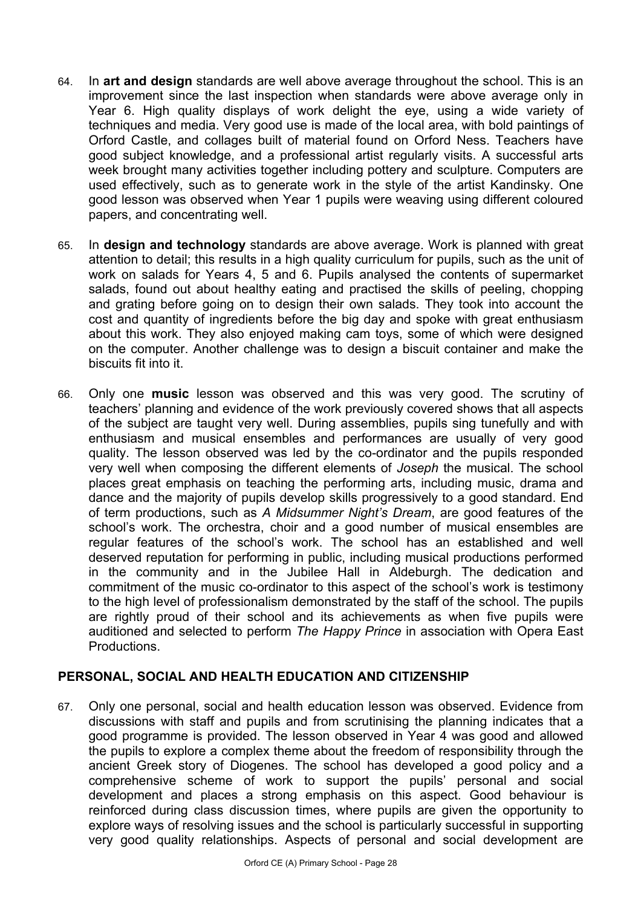64. In **art and design** standards are well above average throughout the school. This is an improvement since the last inspection when standards were above average only in Year 6. High quality displays of work delight the eye, using a wide variety of techniques and media. Very good use is made of the local area, with bold paintings of Orford Castle, and collages built of material found on Orford Ness. Teachers have good subject knowledge, and a professional artist regularly visits. A successful arts week brought many activities together including pottery and sculpture. Computers are used effectively, such as to generate work in the style of the artist Kandinsky. One good lesson was observed when Year 1 pupils were weaving using different coloured papers, and concentrating well.

65. In **design and technology** standards are above average. Work is planned with great attention to detail; this results in a high quality curriculum for pupils, such as the unit of work on salads for Years 4, 5 and 6. Pupils analysed the contents of supermarket salads, found out about healthy eating and practised the skills of peeling, chopping and grating before going on to design their own salads. They took into account the cost and quantity of ingredients before the big day and spoke with great enthusiasm about this work. They also enjoyed making cam toys, some of which were designed on the computer. Another challenge was to design a biscuit container and make the biscuits fit into it.

66. Only one **music** lesson was observed and this was very good. The scrutiny of teachers' planning and evidence of the work previously covered shows that all aspects of the subject are taught very well. During assemblies, pupils sing tunefully and with enthusiasm and musical ensembles and performances are usually of very good quality. The lesson observed was led by the co-ordinator and the pupils responded very well when composing the different elements of *Joseph* the musical. The school places great emphasis on teaching the performing arts, including music, drama and dance and the majority of pupils develop skills progressively to a good standard. End of term productions, such as *A Midsummer Night's Dream*, are good features of the school's work. The orchestra, choir and a good number of musical ensembles are regular features of the school's work. The school has an established and well deserved reputation for performing in public, including musical productions performed in the community and in the Jubilee Hall in Aldeburgh. The dedication and commitment of the music co-ordinator to this aspect of the school's work is testimony to the high level of professionalism demonstrated by the staff of the school. The pupils are rightly proud of their school and its achievements as when five pupils were auditioned and selected to perform *The Happy Prince* in association with Opera East Productions.

## PERSONAL, SOCIAL AND HEALTH EDUCATION AND CITIZENSHIP

67. Only one personal, social and health education lesson was observed. Evidence from discussions with staff and pupils and from scrutinising the planning indicates that a good programme is provided. The lesson observed in Year 4 was good and allowed the pupils to explore a complex theme about the freedom of responsibility through the ancient Greek story of Diogenes. The school has developed a good policy and a comprehensive scheme of work to support the pupils' personal and social development and places a strong emphasis on this aspect. Good behaviour is reinforced during class discussion times, where pupils are given the opportunity to explore ways of resolving issues and the school is particularly successful in supporting very good quality relationships. Aspects of personal and social development are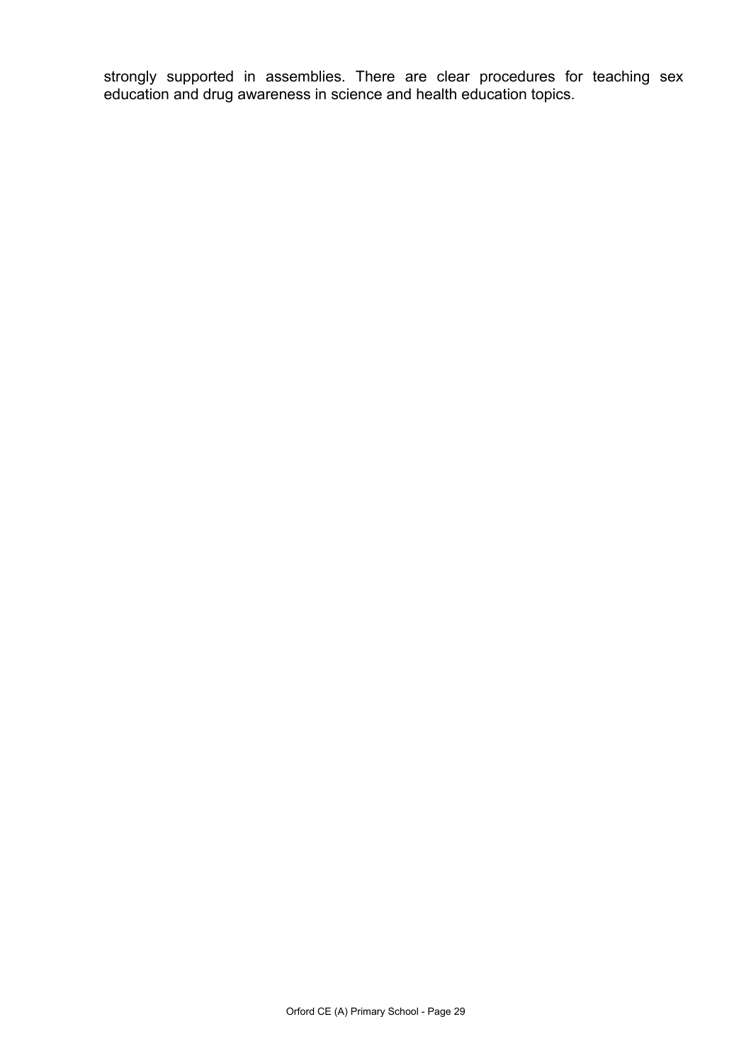strongly supported in assemblies. There are clear procedures for teaching sex education and drug awareness in science and health education topics.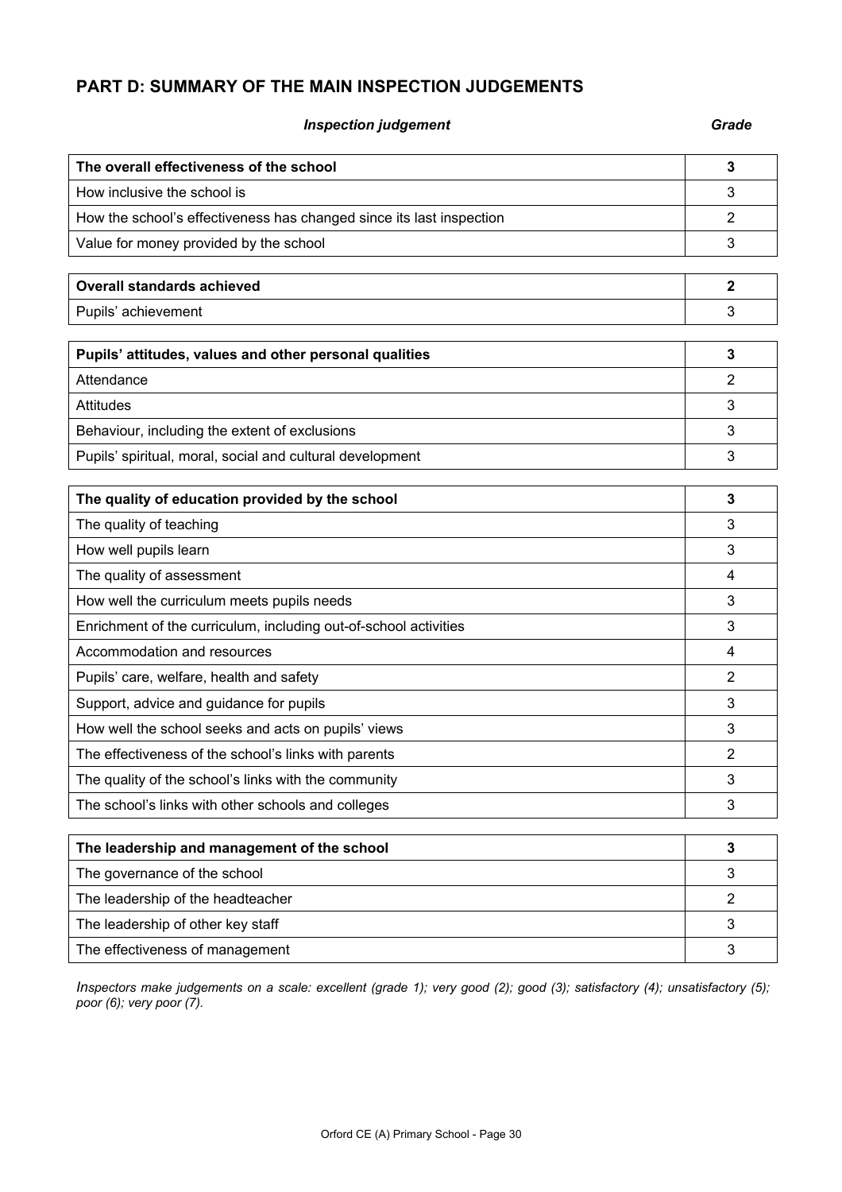## PART D: SUMMARY OF THE MAIN INSPECTION JUDGEMENTS

| *Inspection judgement* | *Grade* |
|---|---|
| **The overall effectiveness of the school** | **3** |
| How inclusive the school is | 3 |
| How the school's effectiveness has changed since its last inspection | 2 |
| Value for money provided by the school | 3 |
| **Overall standards achieved** | **2** |
| Pupils' achievement | 3 |
| **Pupils' attitudes, values and other personal qualities** | **3** |
| Attendance | 2 |
| Attitudes | 3 |
| Behaviour, including the extent of exclusions | 3 |
| Pupils' spiritual, moral, social and cultural development | 3 |
| **The quality of education provided by the school** | **3** |
| The quality of teaching | 3 |
| How well pupils learn | 3 |
| The quality of assessment | 4 |
| How well the curriculum meets pupils needs | 3 |
| Enrichment of the curriculum, including out-of-school activities | 3 |
| Accommodation and resources | 4 |
| Pupils' care, welfare, health and safety | 2 |
| Support, advice and guidance for pupils | 3 |
| How well the school seeks and acts on pupils' views | 3 |
| The effectiveness of the school's links with parents | 2 |
| The quality of the school's links with the community | 3 |
| The school's links with other schools and colleges | 3 |
| **The leadership and management of the school** | **3** |
| The governance of the school | 3 |
| The leadership of the headteacher | 2 |
| The leadership of other key staff | 3 |
| The effectiveness of management | 3 |

*Inspectors make judgements on a scale: excellent (grade 1); very good (2); good (3); satisfactory (4); unsatisfactory (5); poor (6); very poor (7).*